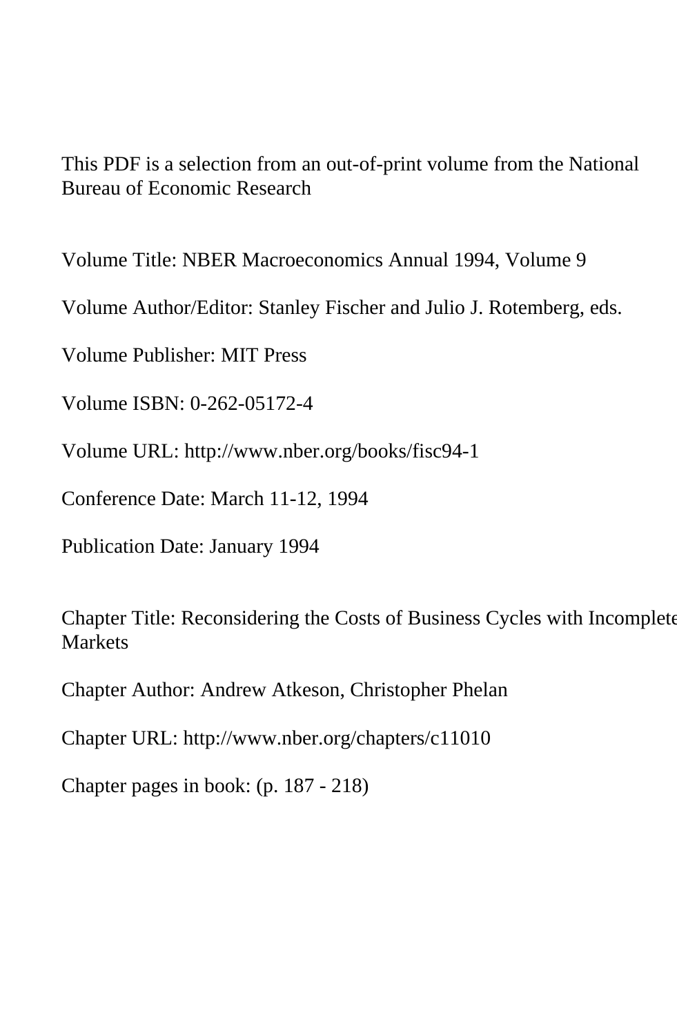This PDF is a selection from an out-of-print volume from the National Bureau of Economic Research

Volume Title: NBER Macroeconomics Annual 1994, Volume 9

Volume Author/Editor: Stanley Fischer and Julio J. Rotemberg, eds.

Volume Publisher: MIT Press

Volume ISBN: 0-262-05172-4

Volume URL: http://www.nber.org/books/fisc94-1

Conference Date: March 11-12, 1994

Publication Date: January 1994

Chapter Title: Reconsidering the Costs of Business Cycles with Incomplete Markets

Chapter Author: Andrew Atkeson, Christopher Phelan

Chapter URL: http://www.nber.org/chapters/c11010

Chapter pages in book: (p. 187 - 218)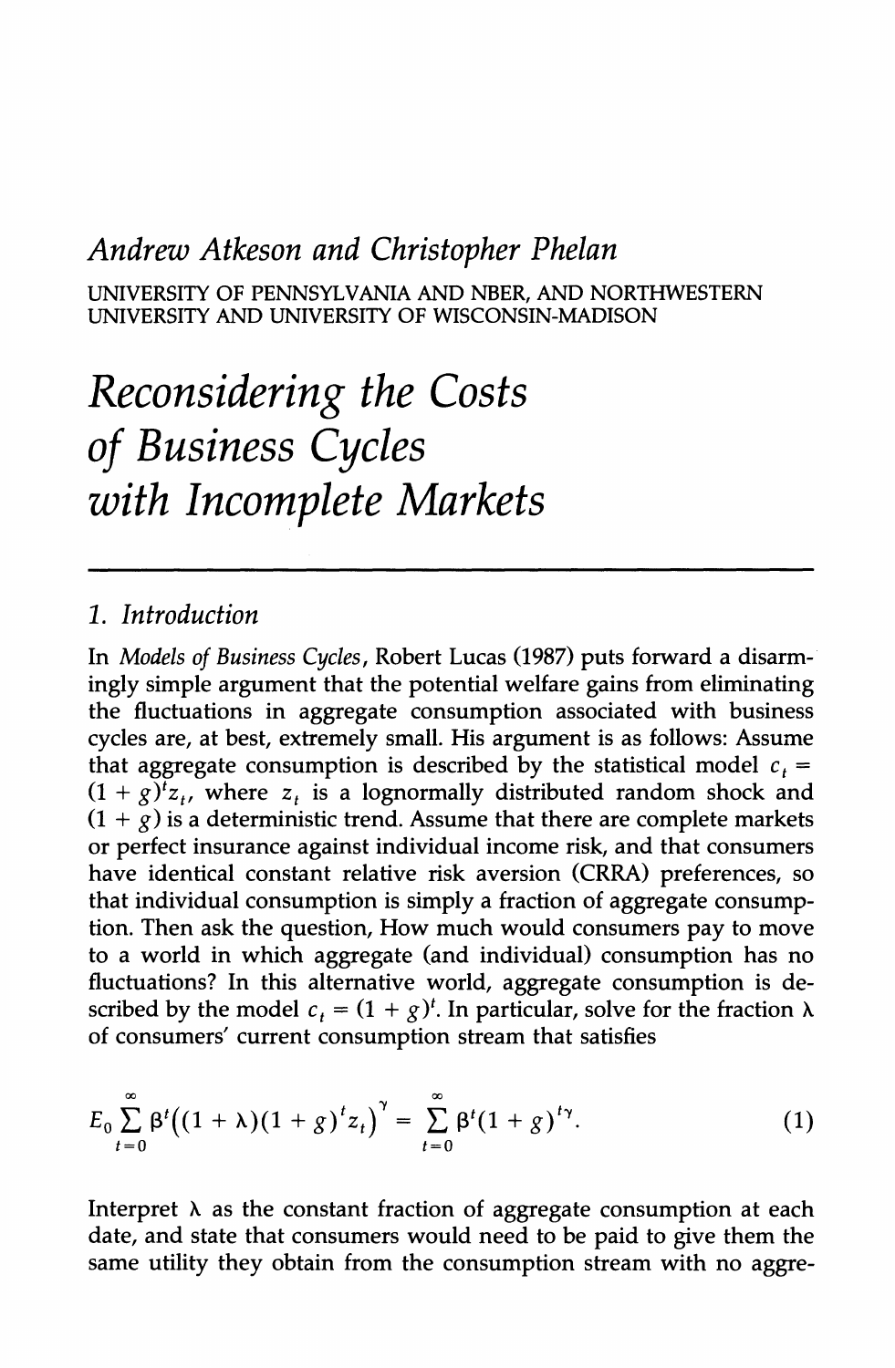*Andrew Atkeson and Christopher Phelan*

UNIVERSITY OF PENNSYLVANIA AND NBER, AND NORTHWESTERN UNIVERSITY AND UNIVERSITY OF WISCONSIN-MADISON

# *Reconsidering the Costs of Business Cycles with Incomplete Markets*

## *1. Introduction*

In *Models of Business Cycles*, Robert Lucas (1987) puts forward a disarmingly simple argument that the potential welfare gains from eliminating the fluctuations in aggregate consumption associated with business cycles are, at best, extremely small. His argument is as follows: Assume that aggregate consumption is described by the statistical model $c_t = (1+g)^t z_t$, where $z_t$ is a lognormally distributed random shock and $(1+g)$ is a deterministic trend. Assume that there are complete markets or perfect insurance against individual income risk, and that consumers have identical constant relative risk aversion (CRRA) preferences, so that individual consumption is simply a fraction of aggregate consumption. Then ask the question, How much would consumers pay to move to a world in which aggregate (and individual) consumption has no fluctuations? In this alternative world, aggregate consumption is described by the model $c_t = (1+g)^t$. In particular, solve for the fraction $\lambda$ of consumers' current consumption stream that satisfies

$$E_0 \sum_{t=0}^{\infty} \beta^t \big((1+\lambda)(1+g)^t z_t\big)^{\gamma} = \sum_{t=0}^{\infty} \beta^t (1+g)^{t\gamma}. \tag{1}$$

Interpret $\lambda$ as the constant fraction of aggregate consumption at each date, and state that consumers would need to be paid to give them the same utility they obtain from the consumption stream with no aggre-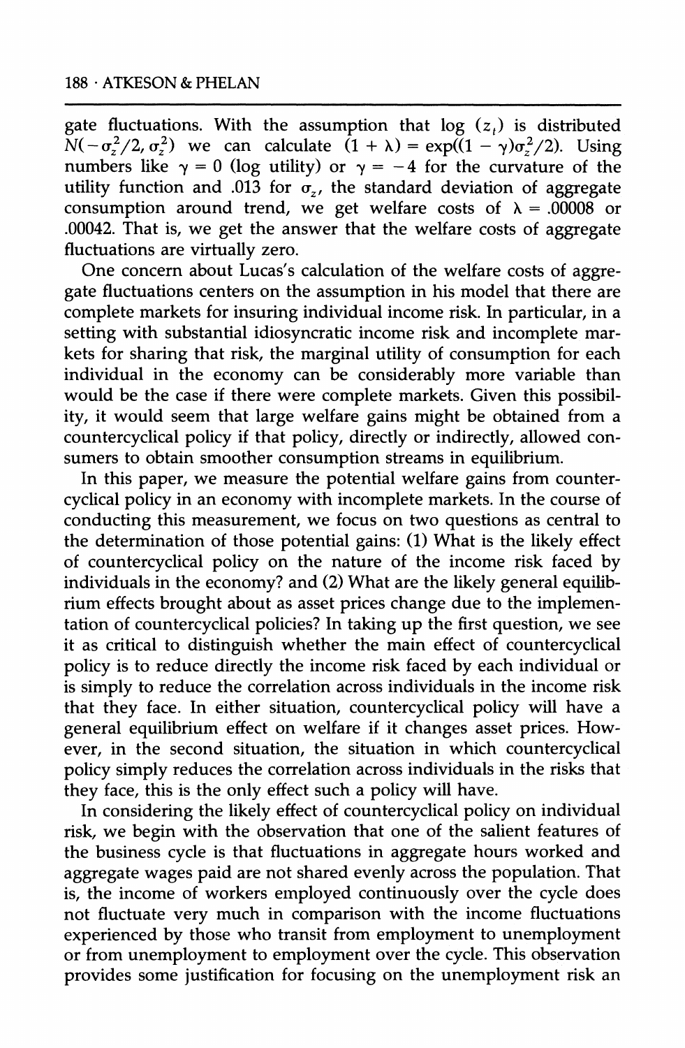gate fluctuations. With the assumption that $\log(z_t)$ is distributed $N(-\sigma_z^2/2, \sigma_z^2)$ we can calculate $(1 + \lambda) = \exp((1 - \gamma)\sigma_z^2/2)$. Using numbers like $\gamma = 0$ (log utility) or $\gamma = -4$ for the curvature of the utility function and .013 for $\sigma_z$, the standard deviation of aggregate consumption around trend, we get welfare costs of $\lambda = .00008$ or .00042. That is, we get the answer that the welfare costs of aggregate fluctuations are virtually zero.

One concern about Lucas's calculation of the welfare costs of aggregate fluctuations centers on the assumption in his model that there are complete markets for insuring individual income risk. In particular, in a setting with substantial idiosyncratic income risk and incomplete markets for sharing that risk, the marginal utility of consumption for each individual in the economy can be considerably more variable than would be the case if there were complete markets. Given this possibility, it would seem that large welfare gains might be obtained from a countercyclical policy if that policy, directly or indirectly, allowed consumers to obtain smoother consumption streams in equilibrium.

In this paper, we measure the potential welfare gains from countercyclical policy in an economy with incomplete markets. In the course of conducting this measurement, we focus on two questions as central to the determination of those potential gains: (1) What is the likely effect of countercyclical policy on the nature of the income risk faced by individuals in the economy? and (2) What are the likely general equilibrium effects brought about as asset prices change due to the implementation of countercyclical policies? In taking up the first question, we see it as critical to distinguish whether the main effect of countercyclical policy is to reduce directly the income risk faced by each individual or is simply to reduce the correlation across individuals in the income risk that they face. In either situation, countercyclical policy will have a general equilibrium effect on welfare if it changes asset prices. However, in the second situation, the situation in which countercyclical policy simply reduces the correlation across individuals in the risks that they face, this is the only effect such a policy will have.

In considering the likely effect of countercyclical policy on individual risk, we begin with the observation that one of the salient features of the business cycle is that fluctuations in aggregate hours worked and aggregate wages paid are not shared evenly across the population. That is, the income of workers employed continuously over the cycle does not fluctuate very much in comparison with the income fluctuations experienced by those who transit from employment to unemployment or from unemployment to employment over the cycle. This observation provides some justification for focusing on the unemployment risk an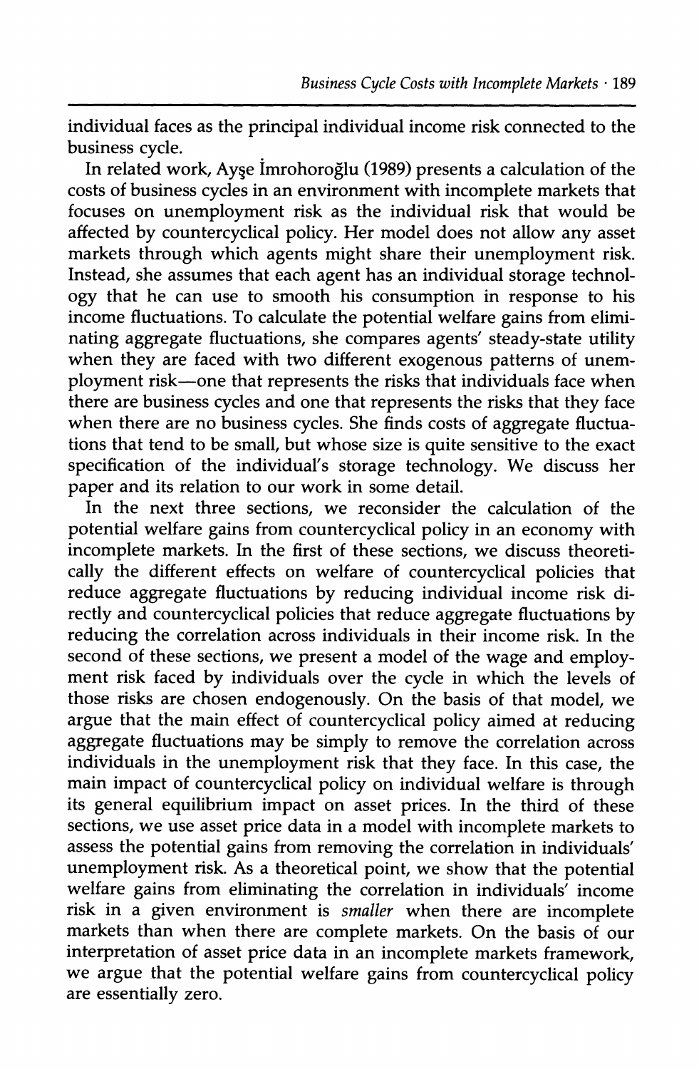individual faces as the principal individual income risk connected to the business cycle.

In related work, Ayşe İmrohoroğlu (1989) presents a calculation of the costs of business cycles in an environment with incomplete markets that focuses on unemployment risk as the individual risk that would be affected by countercyclical policy. Her model does not allow any asset markets through which agents might share their unemployment risk. Instead, she assumes that each agent has an individual storage technology that he can use to smooth his consumption in response to his income fluctuations. To calculate the potential welfare gains from eliminating aggregate fluctuations, she compares agents' steady-state utility when they are faced with two different exogenous patterns of unemployment risk—one that represents the risks that individuals face when there are business cycles and one that represents the risks that they face when there are no business cycles. She finds costs of aggregate fluctuations that tend to be small, but whose size is quite sensitive to the exact specification of the individual's storage technology. We discuss her paper and its relation to our work in some detail.

In the next three sections, we reconsider the calculation of the potential welfare gains from countercyclical policy in an economy with incomplete markets. In the first of these sections, we discuss theoretically the different effects on welfare of countercyclical policies that reduce aggregate fluctuations by reducing individual income risk directly and countercyclical policies that reduce aggregate fluctuations by reducing the correlation across individuals in their income risk. In the second of these sections, we present a model of the wage and employment risk faced by individuals over the cycle in which the levels of those risks are chosen endogenously. On the basis of that model, we argue that the main effect of countercyclical policy aimed at reducing aggregate fluctuations may be simply to remove the correlation across individuals in the unemployment risk that they face. In this case, the main impact of countercyclical policy on individual welfare is through its general equilibrium impact on asset prices. In the third of these sections, we use asset price data in a model with incomplete markets to assess the potential gains from removing the correlation in individuals' unemployment risk. As a theoretical point, we show that the potential welfare gains from eliminating the correlation in individuals' income risk in a given environment is *smaller* when there are incomplete markets than when there are complete markets. On the basis of our interpretation of asset price data in an incomplete markets framework, we argue that the potential welfare gains from countercyclical policy are essentially zero.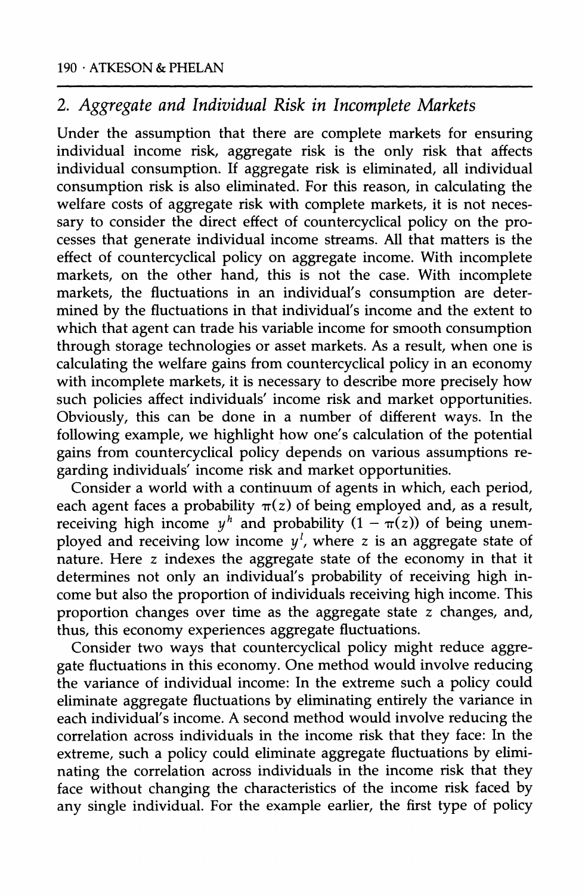## 2. Aggregate and Individual Risk in Incomplete Markets

Under the assumption that there are complete markets for ensuring individual income risk, aggregate risk is the only risk that affects individual consumption. If aggregate risk is eliminated, all individual consumption risk is also eliminated. For this reason, in calculating the welfare costs of aggregate risk with complete markets, it is not necessary to consider the direct effect of countercyclical policy on the processes that generate individual income streams. All that matters is the effect of countercyclical policy on aggregate income. With incomplete markets, on the other hand, this is not the case. With incomplete markets, the fluctuations in an individual's consumption are determined by the fluctuations in that individual's income and the extent to which that agent can trade his variable income for smooth consumption through storage technologies or asset markets. As a result, when one is calculating the welfare gains from countercyclical policy in an economy with incomplete markets, it is necessary to describe more precisely how such policies affect individuals' income risk and market opportunities. Obviously, this can be done in a number of different ways. In the following example, we highlight how one's calculation of the potential gains from countercyclical policy depends on various assumptions regarding individuals' income risk and market opportunities.

Consider a world with a continuum of agents in which, each period, each agent faces a probability $\pi(z)$ of being employed and, as a result, receiving high income $y^h$ and probability $(1 - \pi(z))$ of being unemployed and receiving low income $y^l$, where $z$ is an aggregate state of nature. Here $z$ indexes the aggregate state of the economy in that it determines not only an individual's probability of receiving high income but also the proportion of individuals receiving high income. This proportion changes over time as the aggregate state $z$ changes, and, thus, this economy experiences aggregate fluctuations.

Consider two ways that countercyclical policy might reduce aggregate fluctuations in this economy. One method would involve reducing the variance of individual income: In the extreme such a policy could eliminate aggregate fluctuations by eliminating entirely the variance in each individual's income. A second method would involve reducing the correlation across individuals in the income risk that they face: In the extreme, such a policy could eliminate aggregate fluctuations by eliminating the correlation across individuals in the income risk that they face without changing the characteristics of the income risk faced by any single individual. For the example earlier, the first type of policy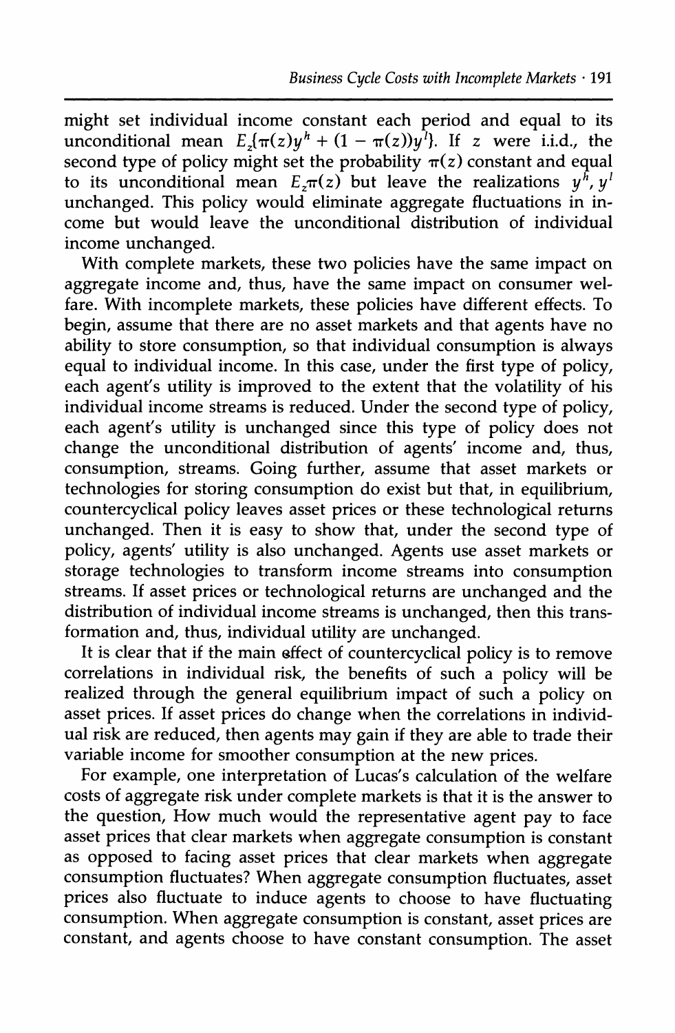might set individual income constant each period and equal to its unconditional mean $E_z\{\pi(z)y^h + (1 - \pi(z))y^l\}$. If $z$ were i.i.d., the second type of policy might set the probability $\pi(z)$ constant and equal to its unconditional mean $E_z\pi(z)$ but leave the realizations $y^h, y^l$ unchanged. This policy would eliminate aggregate fluctuations in income but would leave the unconditional distribution of individual income unchanged.

With complete markets, these two policies have the same impact on aggregate income and, thus, have the same impact on consumer welfare. With incomplete markets, these policies have different effects. To begin, assume that there are no asset markets and that agents have no ability to store consumption, so that individual consumption is always equal to individual income. In this case, under the first type of policy, each agent's utility is improved to the extent that the volatility of his individual income streams is reduced. Under the second type of policy, each agent's utility is unchanged since this type of policy does not change the unconditional distribution of agents' income and, thus, consumption, streams. Going further, assume that asset markets or technologies for storing consumption do exist but that, in equilibrium, countercyclical policy leaves asset prices or these technological returns unchanged. Then it is easy to show that, under the second type of policy, agents' utility is also unchanged. Agents use asset markets or storage technologies to transform income streams into consumption streams. If asset prices or technological returns are unchanged and the distribution of individual income streams is unchanged, then this transformation and, thus, individual utility are unchanged.

It is clear that if the main effect of countercyclical policy is to remove correlations in individual risk, the benefits of such a policy will be realized through the general equilibrium impact of such a policy on asset prices. If asset prices do change when the correlations in individual risk are reduced, then agents may gain if they are able to trade their variable income for smoother consumption at the new prices.

For example, one interpretation of Lucas's calculation of the welfare costs of aggregate risk under complete markets is that it is the answer to the question, How much would the representative agent pay to face asset prices that clear markets when aggregate consumption is constant as opposed to facing asset prices that clear markets when aggregate consumption fluctuates? When aggregate consumption fluctuates, asset prices also fluctuate to induce agents to choose to have fluctuating consumption. When aggregate consumption is constant, asset prices are constant, and agents choose to have constant consumption. The asset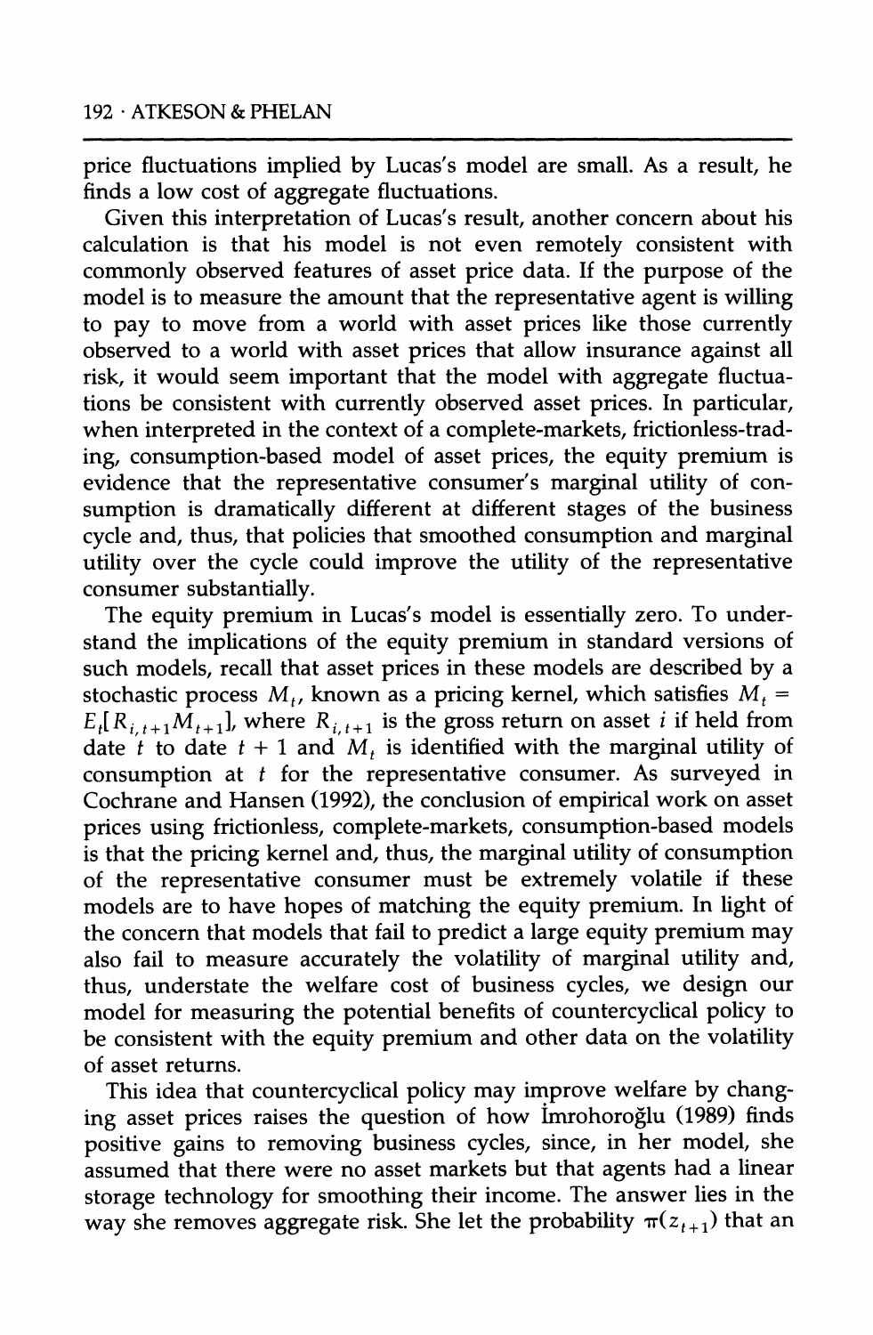price fluctuations implied by Lucas's model are small. As a result, he finds a low cost of aggregate fluctuations.

Given this interpretation of Lucas's result, another concern about his calculation is that his model is not even remotely consistent with commonly observed features of asset price data. If the purpose of the model is to measure the amount that the representative agent is willing to pay to move from a world with asset prices like those currently observed to a world with asset prices that allow insurance against all risk, it would seem important that the model with aggregate fluctuations be consistent with currently observed asset prices. In particular, when interpreted in the context of a complete-markets, frictionless-trading, consumption-based model of asset prices, the equity premium is evidence that the representative consumer's marginal utility of consumption is dramatically different at different stages of the business cycle and, thus, that policies that smoothed consumption and marginal utility over the cycle could improve the utility of the representative consumer substantially.

The equity premium in Lucas's model is essentially zero. To understand the implications of the equity premium in standard versions of such models, recall that asset prices in these models are described by a stochastic process $M_t$, known as a pricing kernel, which satisfies $M_t = E_t[R_{i,t+1}M_{t+1}]$, where $R_{i,t+1}$ is the gross return on asset $i$ if held from date $t$ to date $t + 1$ and $M_t$ is identified with the marginal utility of consumption at $t$ for the representative consumer. As surveyed in Cochrane and Hansen (1992), the conclusion of empirical work on asset prices using frictionless, complete-markets, consumption-based models is that the pricing kernel and, thus, the marginal utility of consumption of the representative consumer must be extremely volatile if these models are to have hopes of matching the equity premium. In light of the concern that models that fail to predict a large equity premium may also fail to measure accurately the volatility of marginal utility and, thus, understate the welfare cost of business cycles, we design our model for measuring the potential benefits of countercyclical policy to be consistent with the equity premium and other data on the volatility of asset returns.

This idea that countercyclical policy may improve welfare by changing asset prices raises the question of how İmrohoroğlu (1989) finds positive gains to removing business cycles, since, in her model, she assumed that there were no asset markets but that agents had a linear storage technology for smoothing their income. The answer lies in the way she removes aggregate risk. She let the probability $\pi(z_{t+1})$ that an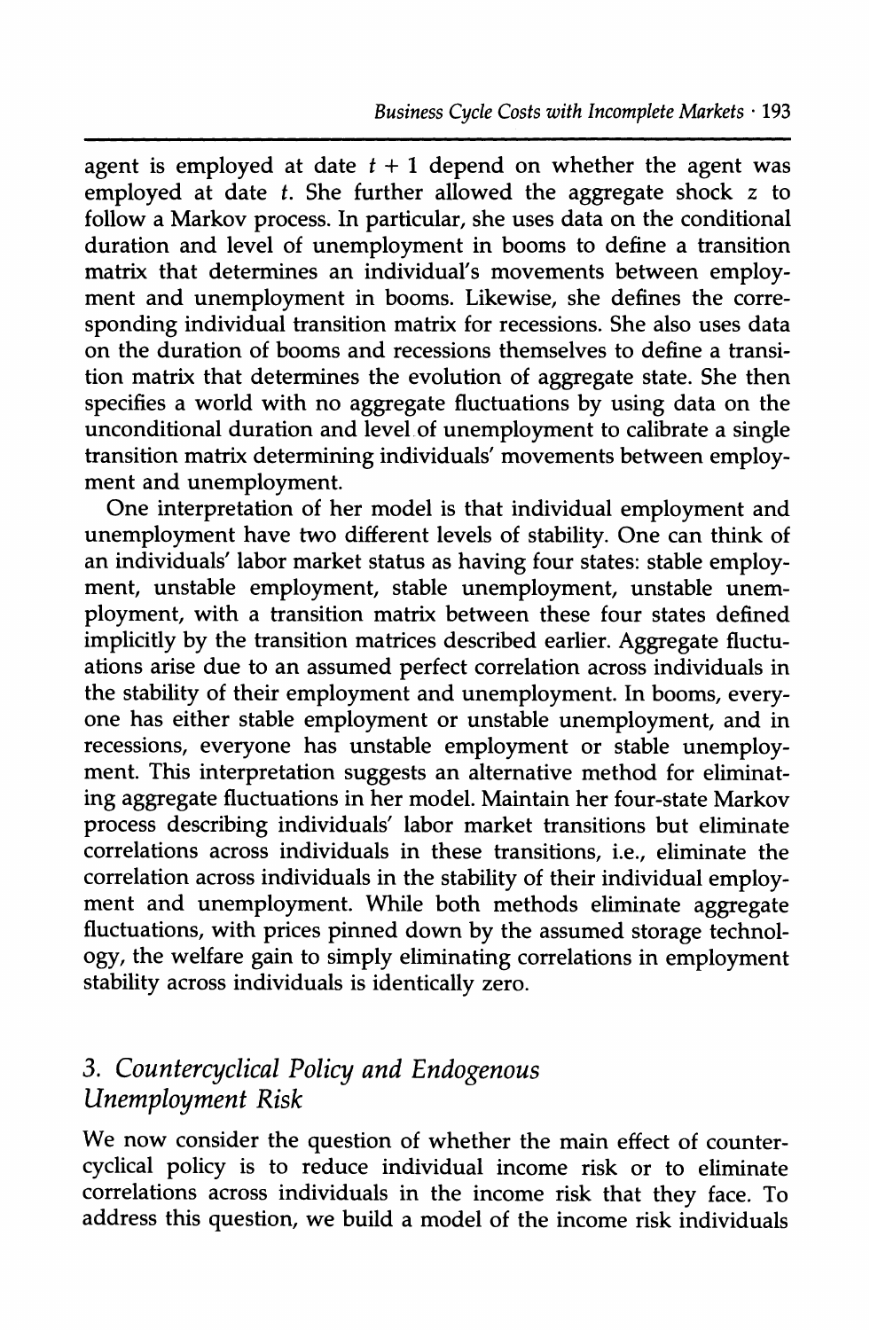agent is employed at date $t + 1$ depend on whether the agent was employed at date $t$. She further allowed the aggregate shock $z$ to follow a Markov process. In particular, she uses data on the conditional duration and level of unemployment in booms to define a transition matrix that determines an individual's movements between employment and unemployment in booms. Likewise, she defines the corresponding individual transition matrix for recessions. She also uses data on the duration of booms and recessions themselves to define a transition matrix that determines the evolution of aggregate state. She then specifies a world with no aggregate fluctuations by using data on the unconditional duration and level of unemployment to calibrate a single transition matrix determining individuals' movements between employment and unemployment.

One interpretation of her model is that individual employment and unemployment have two different levels of stability. One can think of an individuals' labor market status as having four states: stable employment, unstable employment, stable unemployment, unstable unemployment, with a transition matrix between these four states defined implicitly by the transition matrices described earlier. Aggregate fluctuations arise due to an assumed perfect correlation across individuals in the stability of their employment and unemployment. In booms, everyone has either stable employment or unstable unemployment, and in recessions, everyone has unstable employment or stable unemployment. This interpretation suggests an alternative method for eliminating aggregate fluctuations in her model. Maintain her four-state Markov process describing individuals' labor market transitions but eliminate correlations across individuals in these transitions, i.e., eliminate the correlation across individuals in the stability of their individual employment and unemployment. While both methods eliminate aggregate fluctuations, with prices pinned down by the assumed storage technology, the welfare gain to simply eliminating correlations in employment stability across individuals is identically zero.

## 3. *Countercyclical Policy and Endogenous Unemployment Risk*

We now consider the question of whether the main effect of countercyclical policy is to reduce individual income risk or to eliminate correlations across individuals in the income risk that they face. To address this question, we build a model of the income risk individuals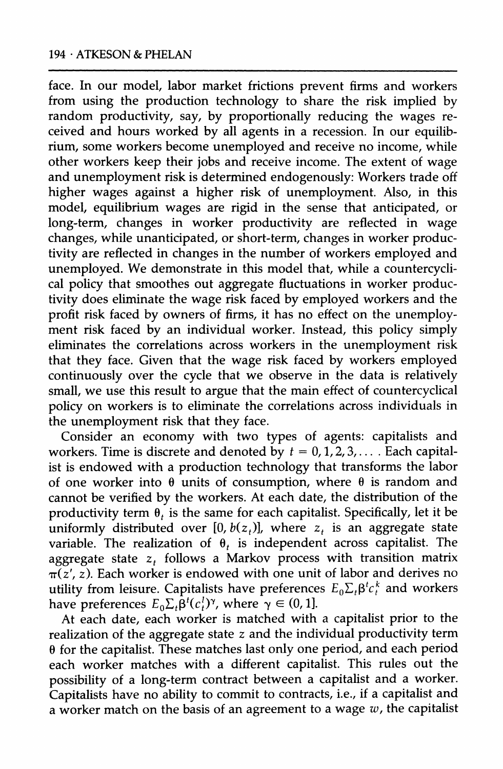face. In our model, labor market frictions prevent firms and workers from using the production technology to share the risk implied by random productivity, say, by proportionally reducing the wages received and hours worked by all agents in a recession. In our equilibrium, some workers become unemployed and receive no income, while other workers keep their jobs and receive income. The extent of wage and unemployment risk is determined endogenously: Workers trade off higher wages against a higher risk of unemployment. Also, in this model, equilibrium wages are rigid in the sense that anticipated, or long-term, changes in worker productivity are reflected in wage changes, while unanticipated, or short-term, changes in worker productivity are reflected in changes in the number of workers employed and unemployed. We demonstrate in this model that, while a countercyclical policy that smoothes out aggregate fluctuations in worker productivity does eliminate the wage risk faced by employed workers and the profit risk faced by owners of firms, it has no effect on the unemployment risk faced by an individual worker. Instead, this policy simply eliminates the correlations across workers in the unemployment risk that they face. Given that the wage risk faced by workers employed continuously over the cycle that we observe in the data is relatively small, we use this result to argue that the main effect of countercyclical policy on workers is to eliminate the correlations across individuals in the unemployment risk that they face.

Consider an economy with two types of agents: capitalists and workers. Time is discrete and denoted by $t = 0, 1, 2, 3, \ldots$. Each capitalist is endowed with a production technology that transforms the labor of one worker into $\theta$ units of consumption, where $\theta$ is random and cannot be verified by the workers. At each date, the distribution of the productivity term $\theta_t$ is the same for each capitalist. Specifically, let it be uniformly distributed over $[0, b(z_t)]$, where $z_t$ is an aggregate state variable. The realization of $\theta_t$ is independent across capitalist. The aggregate state $z_t$ follows a Markov process with transition matrix $\pi(z', z)$. Each worker is endowed with one unit of labor and derives no utility from leisure. Capitalists have preferences $E_0\Sigma_t\beta^t c_t^k$ and workers have preferences $E_0\Sigma_t\beta^t(c_t^l)^\gamma$, where $\gamma \in (0, 1]$.

At each date, each worker is matched with a capitalist prior to the realization of the aggregate state $z$ and the individual productivity term $\theta$ for the capitalist. These matches last only one period, and each period each worker matches with a different capitalist. This rules out the possibility of a long-term contract between a capitalist and a worker. Capitalists have no ability to commit to contracts, i.e., if a capitalist and a worker match on the basis of an agreement to a wage $w$, the capitalist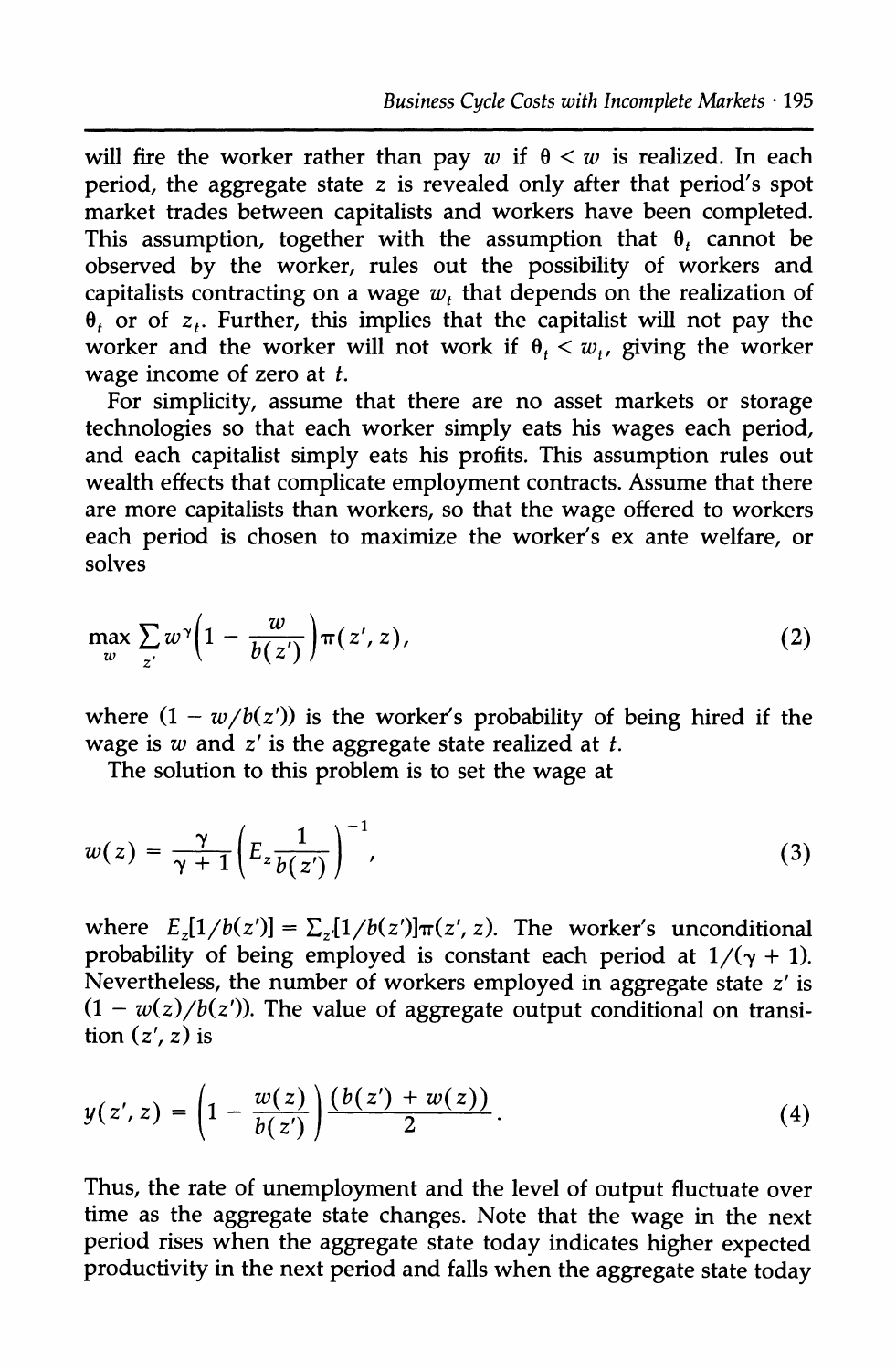will fire the worker rather than pay $w$ if $\theta < w$ is realized. In each period, the aggregate state $z$ is revealed only after that period's spot market trades between capitalists and workers have been completed. This assumption, together with the assumption that $\theta_t$ cannot be observed by the worker, rules out the possibility of workers and capitalists contracting on a wage $w_t$ that depends on the realization of $\theta_t$ or of $z_t$. Further, this implies that the capitalist will not pay the worker and the worker will not work if $\theta_t < w_t$, giving the worker wage income of zero at $t$.

For simplicity, assume that there are no asset markets or storage technologies so that each worker simply eats his wages each period, and each capitalist simply eats his profits. This assumption rules out wealth effects that complicate employment contracts. Assume that there are more capitalists than workers, so that the wage offered to workers each period is chosen to maximize the worker's ex ante welfare, or solves

$$\max_{w} \sum_{z'} w^{\gamma}\left(1 - \frac{w}{b(z')}\right)\pi(z', z), \tag{2}$$

where $(1 - w/b(z'))$ is the worker's probability of being hired if the wage is $w$ and $z'$ is the aggregate state realized at $t$.

The solution to this problem is to set the wage at

$$w(z) = \frac{\gamma}{\gamma + 1}\left(E_z \frac{1}{b(z')}\right)^{-1}, \tag{3}$$

where $E_z[1/b(z')] = \sum_{z'}[1/b(z')]\pi(z', z)$. The worker's unconditional probability of being employed is constant each period at $1/(\gamma + 1)$. Nevertheless, the number of workers employed in aggregate state $z'$ is $(1 - w(z)/b(z'))$. The value of aggregate output conditional on transition $(z', z)$ is

$$y(z', z) = \left(1 - \frac{w(z)}{b(z')}\right)\frac{(b(z') + w(z))}{2}. \tag{4}$$

Thus, the rate of unemployment and the level of output fluctuate over time as the aggregate state changes. Note that the wage in the next period rises when the aggregate state today indicates higher expected productivity in the next period and falls when the aggregate state today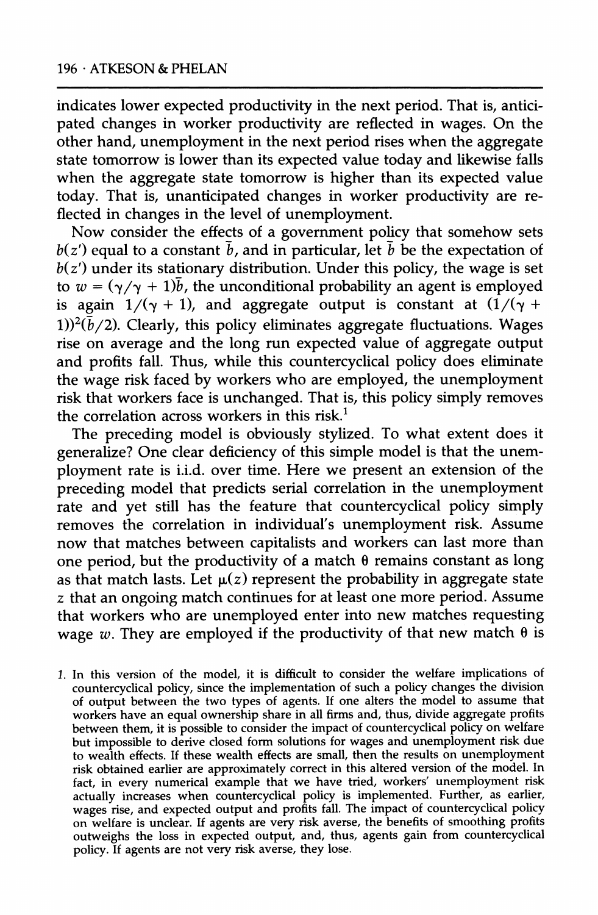indicates lower expected productivity in the next period. That is, anticipated changes in worker productivity are reflected in wages. On the other hand, unemployment in the next period rises when the aggregate state tomorrow is lower than its expected value today and likewise falls when the aggregate state tomorrow is higher than its expected value today. That is, unanticipated changes in worker productivity are reflected in changes in the level of unemployment.

Now consider the effects of a government policy that somehow sets $b(z')$ equal to a constant $\bar{b}$, and in particular, let $\bar{b}$ be the expectation of $b(z')$ under its stationary distribution. Under this policy, the wage is set to $w = (\gamma/\gamma + 1)\bar{b}$, the unconditional probability an agent is employed is again $1/(\gamma + 1)$, and aggregate output is constant at $(1/(\gamma + 1))^2(\bar{b}/2)$. Clearly, this policy eliminates aggregate fluctuations. Wages rise on average and the long run expected value of aggregate output and profits fall. Thus, while this countercyclical policy does eliminate the wage risk faced by workers who are employed, the unemployment risk that workers face is unchanged. That is, this policy simply removes the correlation across workers in this risk.[1]

The preceding model is obviously stylized. To what extent does it generalize? One clear deficiency of this simple model is that the unemployment rate is i.i.d. over time. Here we present an extension of the preceding model that predicts serial correlation in the unemployment rate and yet still has the feature that countercyclical policy simply removes the correlation in individual's unemployment risk. Assume now that matches between capitalists and workers can last more than one period, but the productivity of a match $\theta$ remains constant as long as that match lasts. Let $\mu(z)$ represent the probability in aggregate state $z$ that an ongoing match continues for at least one more period. Assume that workers who are unemployed enter into new matches requesting wage $w$. They are employed if the productivity of that new match $\theta$ is

1. In this version of the model, it is difficult to consider the welfare implications of countercyclical policy, since the implementation of such a policy changes the division of output between the two types of agents. If one alters the model to assume that workers have an equal ownership share in all firms and, thus, divide aggregate profits between them, it is possible to consider the impact of countercyclical policy on welfare but impossible to derive closed form solutions for wages and unemployment risk due to wealth effects. If these wealth effects are small, then the results on unemployment risk obtained earlier are approximately correct in this altered version of the model. In fact, in every numerical example that we have tried, workers' unemployment risk actually increases when countercyclical policy is implemented. Further, as earlier, wages rise, and expected output and profits fall. The impact of countercyclical policy on welfare is unclear. If agents are very risk averse, the benefits of smoothing profits outweighs the loss in expected output, and, thus, agents gain from countercyclical policy. If agents are not very risk averse, they lose.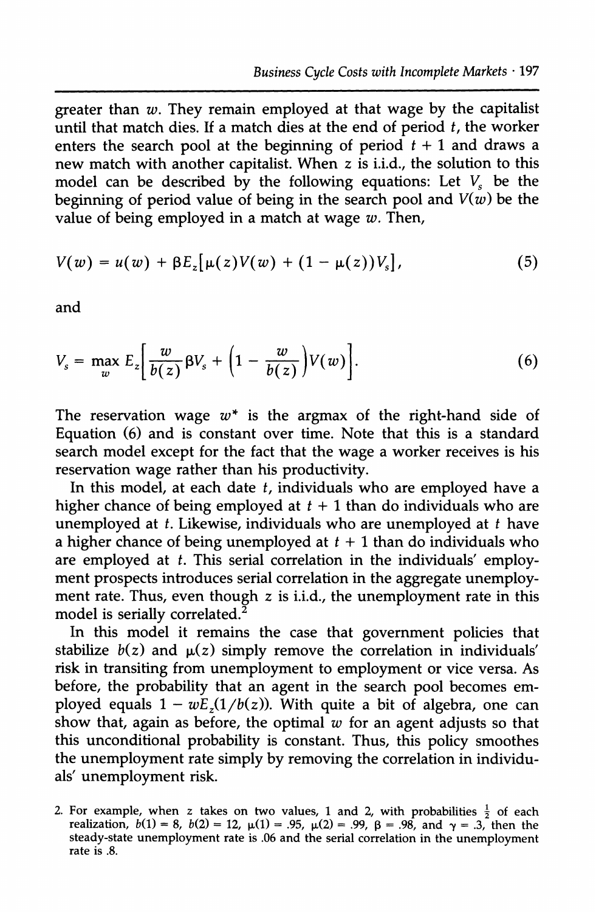greater than $w$. They remain employed at that wage by the capitalist until that match dies. If a match dies at the end of period $t$, the worker enters the search pool at the beginning of period $t + 1$ and draws a new match with another capitalist. When $z$ is i.i.d., the solution to this model can be described by the following equations: Let $V_s$ be the beginning of period value of being in the search pool and $V(w)$ be the value of being employed in a match at wage $w$. Then,

$$V(w) = u(w) + \beta E_z[\mu(z)V(w) + (1 - \mu(z))V_s], \tag{5}$$

and

$$V_s = \max_w E_z\left[\frac{w}{b(z)}\beta V_s + \left(1 - \frac{w}{b(z)}\right)V(w)\right]. \tag{6}$$

The reservation wage $w^*$ is the argmax of the right-hand side of Equation (6) and is constant over time. Note that this is a standard search model except for the fact that the wage a worker receives is his reservation wage rather than his productivity.

In this model, at each date $t$, individuals who are employed have a higher chance of being employed at $t + 1$ than do individuals who are unemployed at $t$. Likewise, individuals who are unemployed at $t$ have a higher chance of being unemployed at $t + 1$ than do individuals who are employed at $t$. This serial correlation in the individuals' employment prospects introduces serial correlation in the aggregate unemployment rate. Thus, even though $z$ is i.i.d., the unemployment rate in this model is serially correlated.[2]

In this model it remains the case that government policies that stabilize $b(z)$ and $\mu(z)$ simply remove the correlation in individuals' risk in transiting from unemployment to employment or vice versa. As before, the probability that an agent in the search pool becomes employed equals $1 - wE_z(1/b(z))$. With quite a bit of algebra, one can show that, again as before, the optimal $w$ for an agent adjusts so that this unconditional probability is constant. Thus, this policy smoothes the unemployment rate simply by removing the correlation in individuals' unemployment risk.

2. For example, when $z$ takes on two values, 1 and 2, with probabilities $\frac{1}{2}$ of each realization, $b(1) = 8$, $b(2) = 12$, $\mu(1) = .95$, $\mu(2) = .99$, $\beta = .98$, and $\gamma = .3$, then the steady-state unemployment rate is .06 and the serial correlation in the unemployment rate is .8.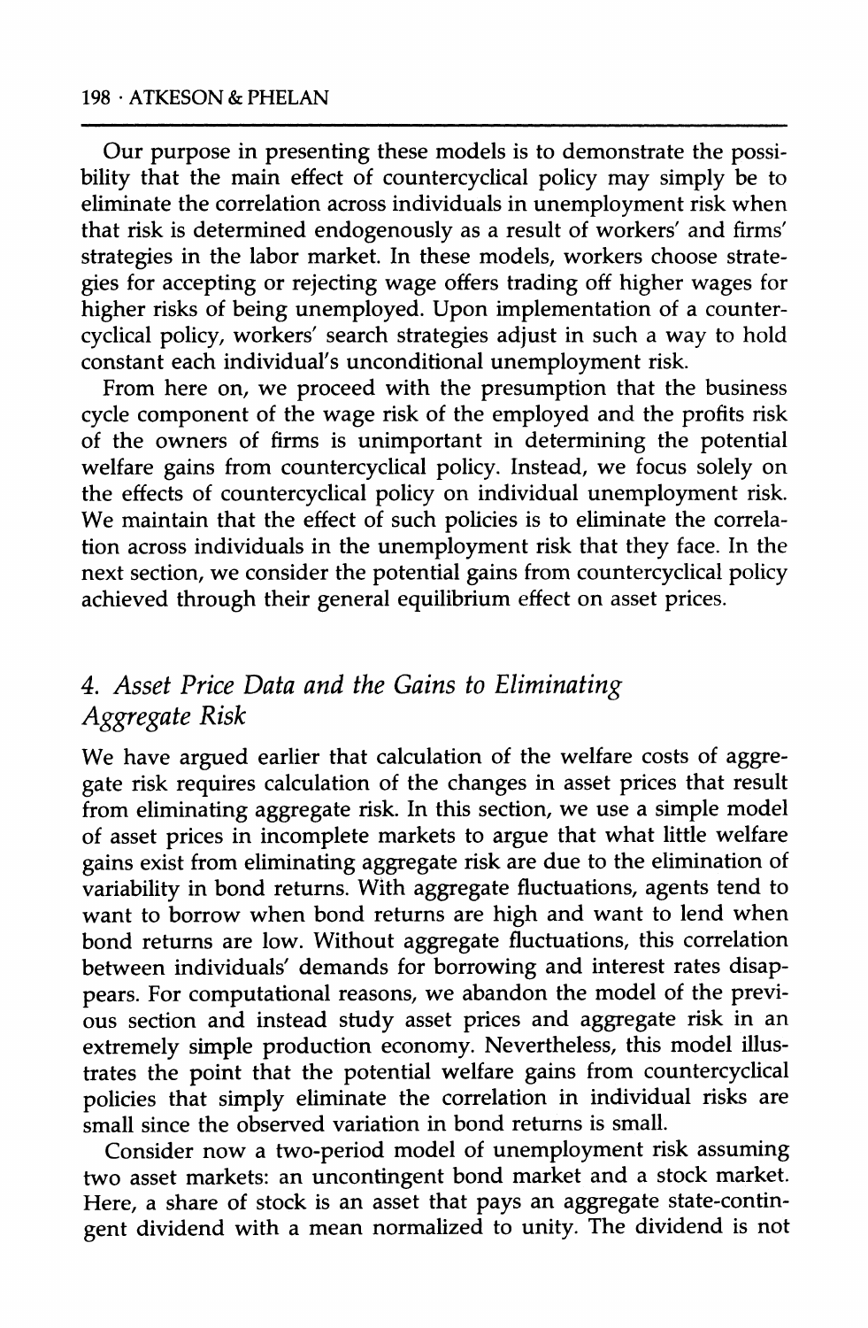Our purpose in presenting these models is to demonstrate the possibility that the main effect of countercyclical policy may simply be to eliminate the correlation across individuals in unemployment risk when that risk is determined endogenously as a result of workers' and firms' strategies in the labor market. In these models, workers choose strategies for accepting or rejecting wage offers trading off higher wages for higher risks of being unemployed. Upon implementation of a countercyclical policy, workers' search strategies adjust in such a way to hold constant each individual's unconditional unemployment risk.

From here on, we proceed with the presumption that the business cycle component of the wage risk of the employed and the profits risk of the owners of firms is unimportant in determining the potential welfare gains from countercyclical policy. Instead, we focus solely on the effects of countercyclical policy on individual unemployment risk. We maintain that the effect of such policies is to eliminate the correlation across individuals in the unemployment risk that they face. In the next section, we consider the potential gains from countercyclical policy achieved through their general equilibrium effect on asset prices.

## 4. Asset Price Data and the Gains to Eliminating Aggregate Risk

We have argued earlier that calculation of the welfare costs of aggregate risk requires calculation of the changes in asset prices that result from eliminating aggregate risk. In this section, we use a simple model of asset prices in incomplete markets to argue that what little welfare gains exist from eliminating aggregate risk are due to the elimination of variability in bond returns. With aggregate fluctuations, agents tend to want to borrow when bond returns are high and want to lend when bond returns are low. Without aggregate fluctuations, this correlation between individuals' demands for borrowing and interest rates disappears. For computational reasons, we abandon the model of the previous section and instead study asset prices and aggregate risk in an extremely simple production economy. Nevertheless, this model illustrates the point that the potential welfare gains from countercyclical policies that simply eliminate the correlation in individual risks are small since the observed variation in bond returns is small.

Consider now a two-period model of unemployment risk assuming two asset markets: an uncontingent bond market and a stock market. Here, a share of stock is an asset that pays an aggregate state-contingent dividend with a mean normalized to unity. The dividend is not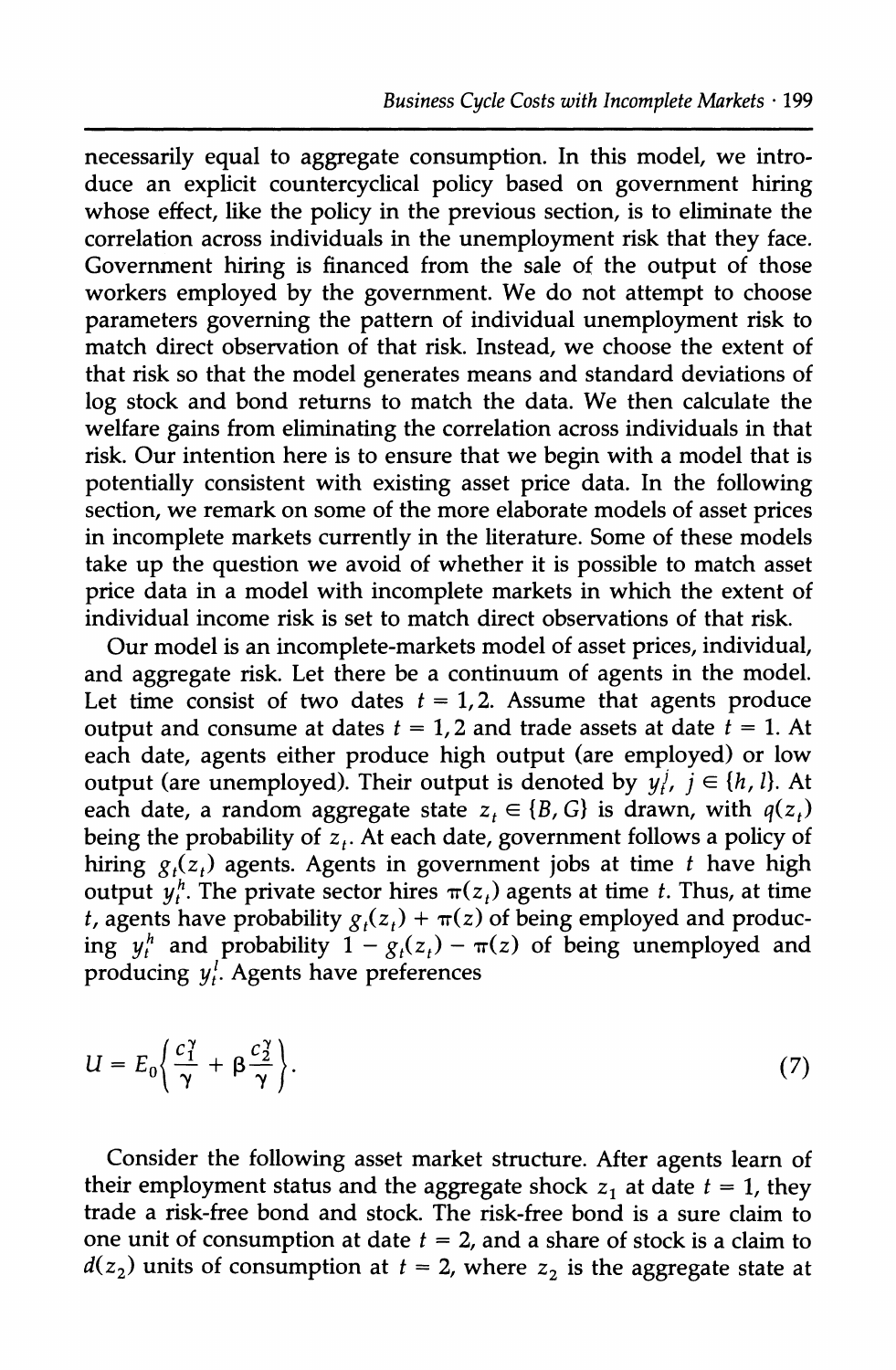necessarily equal to aggregate consumption. In this model, we introduce an explicit countercyclical policy based on government hiring whose effect, like the policy in the previous section, is to eliminate the correlation across individuals in the unemployment risk that they face. Government hiring is financed from the sale of the output of those workers employed by the government. We do not attempt to choose parameters governing the pattern of individual unemployment risk to match direct observation of that risk. Instead, we choose the extent of that risk so that the model generates means and standard deviations of log stock and bond returns to match the data. We then calculate the welfare gains from eliminating the correlation across individuals in that risk. Our intention here is to ensure that we begin with a model that is potentially consistent with existing asset price data. In the following section, we remark on some of the more elaborate models of asset prices in incomplete markets currently in the literature. Some of these models take up the question we avoid of whether it is possible to match asset price data in a model with incomplete markets in which the extent of individual income risk is set to match direct observations of that risk.

Our model is an incomplete-markets model of asset prices, individual, and aggregate risk. Let there be a continuum of agents in the model. Let time consist of two dates $t = 1, 2$. Assume that agents produce output and consume at dates $t = 1, 2$ and trade assets at date $t = 1$. At each date, agents either produce high output (are employed) or low output (are unemployed). Their output is denoted by $y_t^j$, $j \in \{h, l\}$. At each date, a random aggregate state $z_t \in \{B, G\}$ is drawn, with $q(z_t)$ being the probability of $z_t$. At each date, government follows a policy of hiring $g_t(z_t)$ agents. Agents in government jobs at time $t$ have high output $y_t^h$. The private sector hires $\pi(z_t)$ agents at time $t$. Thus, at time $t$, agents have probability $g_t(z_t) + \pi(z)$ of being employed and producing $y_t^h$ and probability $1 - g_t(z_t) - \pi(z)$ of being unemployed and producing $y_t^l$. Agents have preferences

$$U = E_0\left\{ \frac{c_1^\gamma}{\gamma} + \beta \frac{c_2^\gamma}{\gamma} \right\}. \tag{7}$$

Consider the following asset market structure. After agents learn of their employment status and the aggregate shock $z_1$ at date $t = 1$, they trade a risk-free bond and stock. The risk-free bond is a sure claim to one unit of consumption at date $t = 2$, and a share of stock is a claim to $d(z_2)$ units of consumption at $t = 2$, where $z_2$ is the aggregate state at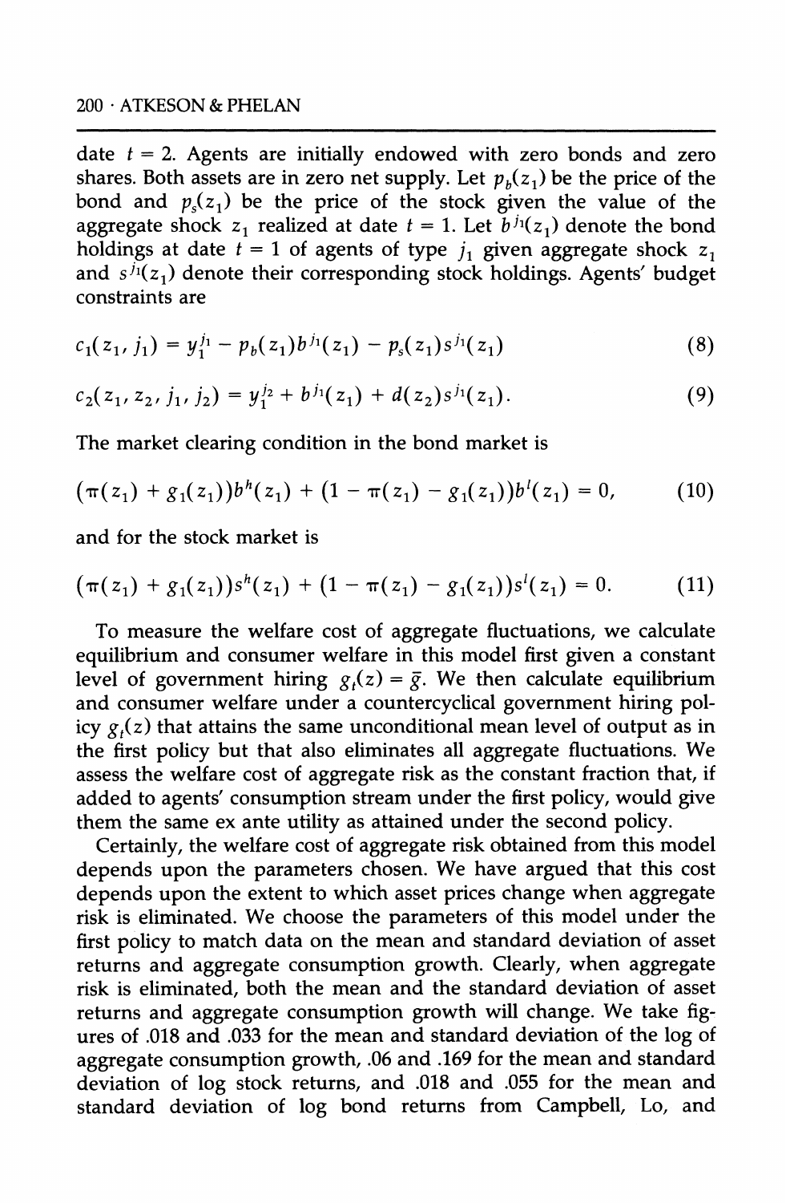date $t = 2$. Agents are initially endowed with zero bonds and zero shares. Both assets are in zero net supply. Let $p_b(z_1)$ be the price of the bond and $p_s(z_1)$ be the price of the stock given the value of the aggregate shock $z_1$ realized at date $t = 1$. Let $b^{j_1}(z_1)$ denote the bond holdings at date $t = 1$ of agents of type $j_1$ given aggregate shock $z_1$ and $s^{j_1}(z_1)$ denote their corresponding stock holdings. Agents' budget constraints are

$$c_1(z_1, j_1) = y_1^{j_1} - p_b(z_1)b^{j_1}(z_1) - p_s(z_1)s^{j_1}(z_1) \tag{8}$$

$$c_2(z_1, z_2, j_1, j_2) = y_1^{j_2} + b^{j_1}(z_1) + d(z_2)s^{j_1}(z_1). \tag{9}$$

The market clearing condition in the bond market is

$$(\pi(z_1) + g_1(z_1))b^h(z_1) + (1 - \pi(z_1) - g_1(z_1))b^l(z_1) = 0, \tag{10}$$

and for the stock market is

$$(\pi(z_1) + g_1(z_1))s^h(z_1) + (1 - \pi(z_1) - g_1(z_1))s^l(z_1) = 0. \tag{11}$$

To measure the welfare cost of aggregate fluctuations, we calculate equilibrium and consumer welfare in this model first given a constant level of government hiring $g_t(z) = \bar{g}$. We then calculate equilibrium and consumer welfare under a countercyclical government hiring policy $g_t(z)$ that attains the same unconditional mean level of output as in the first policy but that also eliminates all aggregate fluctuations. We assess the welfare cost of aggregate risk as the constant fraction that, if added to agents' consumption stream under the first policy, would give them the same ex ante utility as attained under the second policy.

Certainly, the welfare cost of aggregate risk obtained from this model depends upon the parameters chosen. We have argued that this cost depends upon the extent to which asset prices change when aggregate risk is eliminated. We choose the parameters of this model under the first policy to match data on the mean and standard deviation of asset returns and aggregate consumption growth. Clearly, when aggregate risk is eliminated, both the mean and the standard deviation of asset returns and aggregate consumption growth will change. We take figures of .018 and .033 for the mean and standard deviation of the log of aggregate consumption growth, .06 and .169 for the mean and standard deviation of log stock returns, and .018 and .055 for the mean and standard deviation of log bond returns from Campbell, Lo, and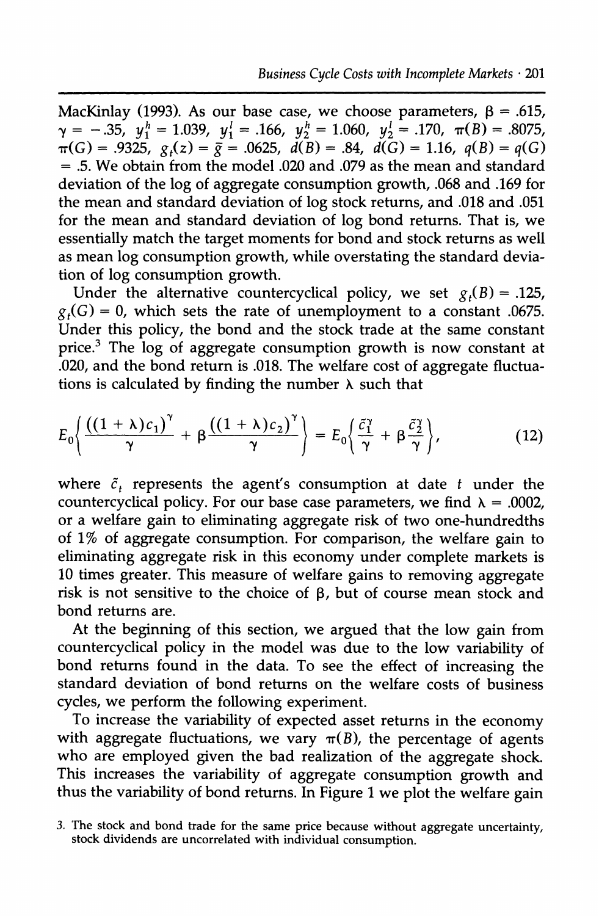MacKinlay (1993). As our base case, we choose parameters, $\beta = .615$, $\gamma = -.35$, $y_1^h = 1.039$, $y_1^l = .166$, $y_2^h = 1.060$, $y_2^l = .170$, $\pi(B) = .8075$, $\pi(G) = .9325$, $g_t(z) = \bar{g} = .0625$, $d(B) = .84$, $d(G) = 1.16$, $q(B) = q(G) = .5$. We obtain from the model .020 and .079 as the mean and standard deviation of the log of aggregate consumption growth, .068 and .169 for the mean and standard deviation of log stock returns, and .018 and .051 for the mean and standard deviation of log bond returns. That is, we essentially match the target moments for bond and stock returns as well as mean log consumption growth, while overstating the standard deviation of log consumption growth.

Under the alternative countercyclical policy, we set $g_t(B) = .125$, $g_t(G) = 0$, which sets the rate of unemployment to a constant .0675. Under this policy, the bond and the stock trade at the same constant price.[3] The log of aggregate consumption growth is now constant at .020, and the bond return is .018. The welfare cost of aggregate fluctuations is calculated by finding the number $\lambda$ such that

$$E_0\left\{\frac{((1+\lambda)c_1)^\gamma}{\gamma} + \beta\frac{((1+\lambda)c_2)^\gamma}{\gamma}\right\} = E_0\left\{\frac{\tilde{c}_1^\gamma}{\gamma} + \beta\frac{\tilde{c}_2^\gamma}{\gamma}\right\}, \tag{12}$$

where $\tilde{c}_t$ represents the agent's consumption at date $t$ under the countercyclical policy. For our base case parameters, we find $\lambda = .0002$, or a welfare gain to eliminating aggregate risk of two one-hundredths of 1% of aggregate consumption. For comparison, the welfare gain to eliminating aggregate risk in this economy under complete markets is 10 times greater. This measure of welfare gains to removing aggregate risk is not sensitive to the choice of $\beta$, but of course mean stock and bond returns are.

At the beginning of this section, we argued that the low gain from countercyclical policy in the model was due to the low variability of bond returns found in the data. To see the effect of increasing the standard deviation of bond returns on the welfare costs of business cycles, we perform the following experiment.

To increase the variability of expected asset returns in the economy with aggregate fluctuations, we vary $\pi(B)$, the percentage of agents who are employed given the bad realization of the aggregate shock. This increases the variability of aggregate consumption growth and thus the variability of bond returns. In Figure 1 we plot the welfare gain

3. The stock and bond trade for the same price because without aggregate uncertainty, stock dividends are uncorrelated with individual consumption.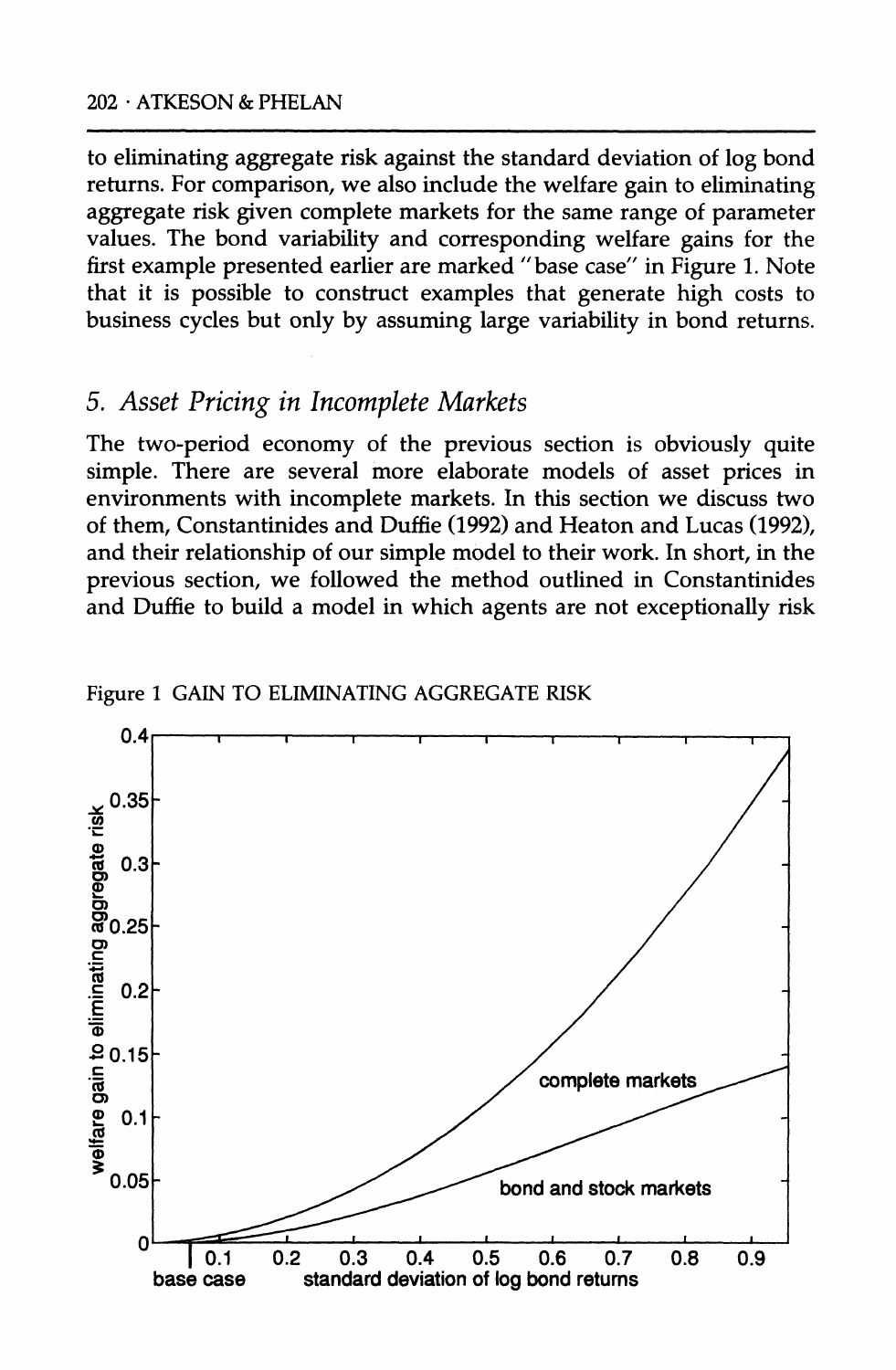to eliminating aggregate risk against the standard deviation of log bond returns. For comparison, we also include the welfare gain to eliminating aggregate risk given complete markets for the same range of parameter values. The bond variability and corresponding welfare gains for the first example presented earlier are marked "base case" in Figure 1. Note that it is possible to construct examples that generate high costs to business cycles but only by assuming large variability in bond returns.

## 5. *Asset Pricing in Incomplete Markets*

The two-period economy of the previous section is obviously quite simple. There are several more elaborate models of asset prices in environments with incomplete markets. In this section we discuss two of them, Constantinides and Duffie (1992) and Heaton and Lucas (1992), and their relationship of our simple model to their work. In short, in the previous section, we followed the method outlined in Constantinides and Duffie to build a model in which agents are not exceptionally risk

Figure 1 GAIN TO ELIMINATING AGGREGATE RISK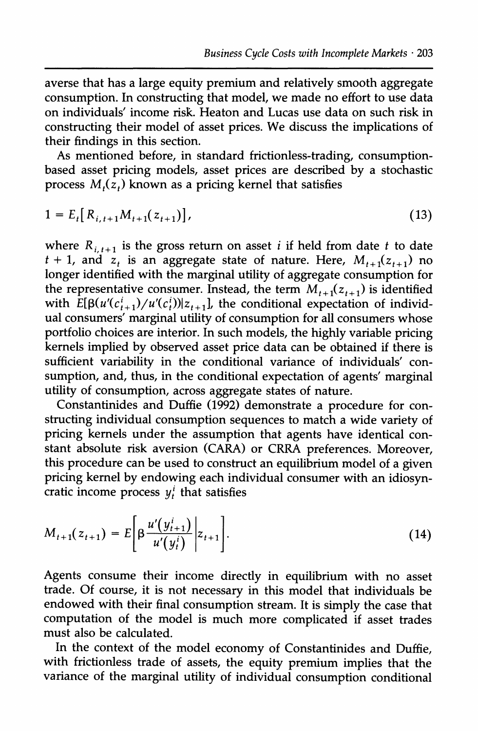averse that has a large equity premium and relatively smooth aggregate consumption. In constructing that model, we made no effort to use data on individuals' income risk. Heaton and Lucas use data on such risk in constructing their model of asset prices. We discuss the implications of their findings in this section.

As mentioned before, in standard frictionless-trading, consumption-based asset pricing models, asset prices are described by a stochastic process $M_t(z_t)$ known as a pricing kernel that satisfies

$$1 = E_t[R_{i,t+1}M_{t+1}(z_{t+1})], \tag{13}$$

where $R_{i,t+1}$ is the gross return on asset $i$ if held from date $t$ to date $t + 1$, and $z_t$ is an aggregate state of nature. Here, $M_{t+1}(z_{t+1})$ no longer identified with the marginal utility of aggregate consumption for the representative consumer. Instead, the term $M_{t+1}(z_{t+1})$ is identified with $E[\beta(u'(c^i_{t+1})/u'(c^i_t))|z_{t+1}]$, the conditional expectation of individual consumers' marginal utility of consumption for all consumers whose portfolio choices are interior. In such models, the highly variable pricing kernels implied by observed asset price data can be obtained if there is sufficient variability in the conditional variance of individuals' consumption, and, thus, in the conditional expectation of agents' marginal utility of consumption, across aggregate states of nature.

Constantinides and Duffie (1992) demonstrate a procedure for constructing individual consumption sequences to match a wide variety of pricing kernels under the assumption that agents have identical constant absolute risk aversion (CARA) or CRRA preferences. Moreover, this procedure can be used to construct an equilibrium model of a given pricing kernel by endowing each individual consumer with an idiosyncratic income process $y^i_t$ that satisfies

$$M_{t+1}(z_{t+1}) = E\left[\beta\frac{u'(y^i_{t+1})}{u'(y^i_t)}\middle| z_{t+1}\right]. \tag{14}$$

Agents consume their income directly in equilibrium with no asset trade. Of course, it is not necessary in this model that individuals be endowed with their final consumption stream. It is simply the case that computation of the model is much more complicated if asset trades must also be calculated.

In the context of the model economy of Constantinides and Duffie, with frictionless trade of assets, the equity premium implies that the variance of the marginal utility of individual consumption conditional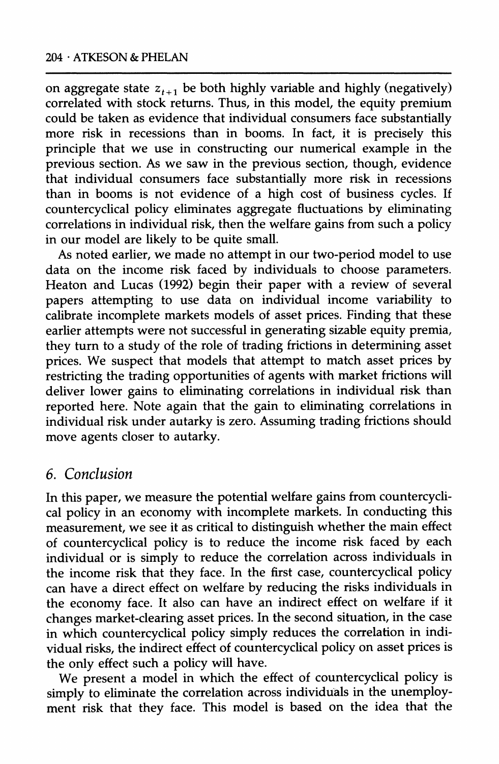on aggregate state $z_{t+1}$ be both highly variable and highly (negatively) correlated with stock returns. Thus, in this model, the equity premium could be taken as evidence that individual consumers face substantially more risk in recessions than in booms. In fact, it is precisely this principle that we use in constructing our numerical example in the previous section. As we saw in the previous section, though, evidence that individual consumers face substantially more risk in recessions than in booms is not evidence of a high cost of business cycles. If countercyclical policy eliminates aggregate fluctuations by eliminating correlations in individual risk, then the welfare gains from such a policy in our model are likely to be quite small.

As noted earlier, we made no attempt in our two-period model to use data on the income risk faced by individuals to choose parameters. Heaton and Lucas (1992) begin their paper with a review of several papers attempting to use data on individual income variability to calibrate incomplete markets models of asset prices. Finding that these earlier attempts were not successful in generating sizable equity premia, they turn to a study of the role of trading frictions in determining asset prices. We suspect that models that attempt to match asset prices by restricting the trading opportunities of agents with market frictions will deliver lower gains to eliminating correlations in individual risk than reported here. Note again that the gain to eliminating correlations in individual risk under autarky is zero. Assuming trading frictions should move agents closer to autarky.

## 6. Conclusion

In this paper, we measure the potential welfare gains from countercyclical policy in an economy with incomplete markets. In conducting this measurement, we see it as critical to distinguish whether the main effect of countercyclical policy is to reduce the income risk faced by each individual or is simply to reduce the correlation across individuals in the income risk that they face. In the first case, countercyclical policy can have a direct effect on welfare by reducing the risks individuals in the economy face. It also can have an indirect effect on welfare if it changes market-clearing asset prices. In the second situation, in the case in which countercyclical policy simply reduces the correlation in individual risks, the indirect effect of countercyclical policy on asset prices is the only effect such a policy will have.

We present a model in which the effect of countercyclical policy is simply to eliminate the correlation across individuals in the unemployment risk that they face. This model is based on the idea that the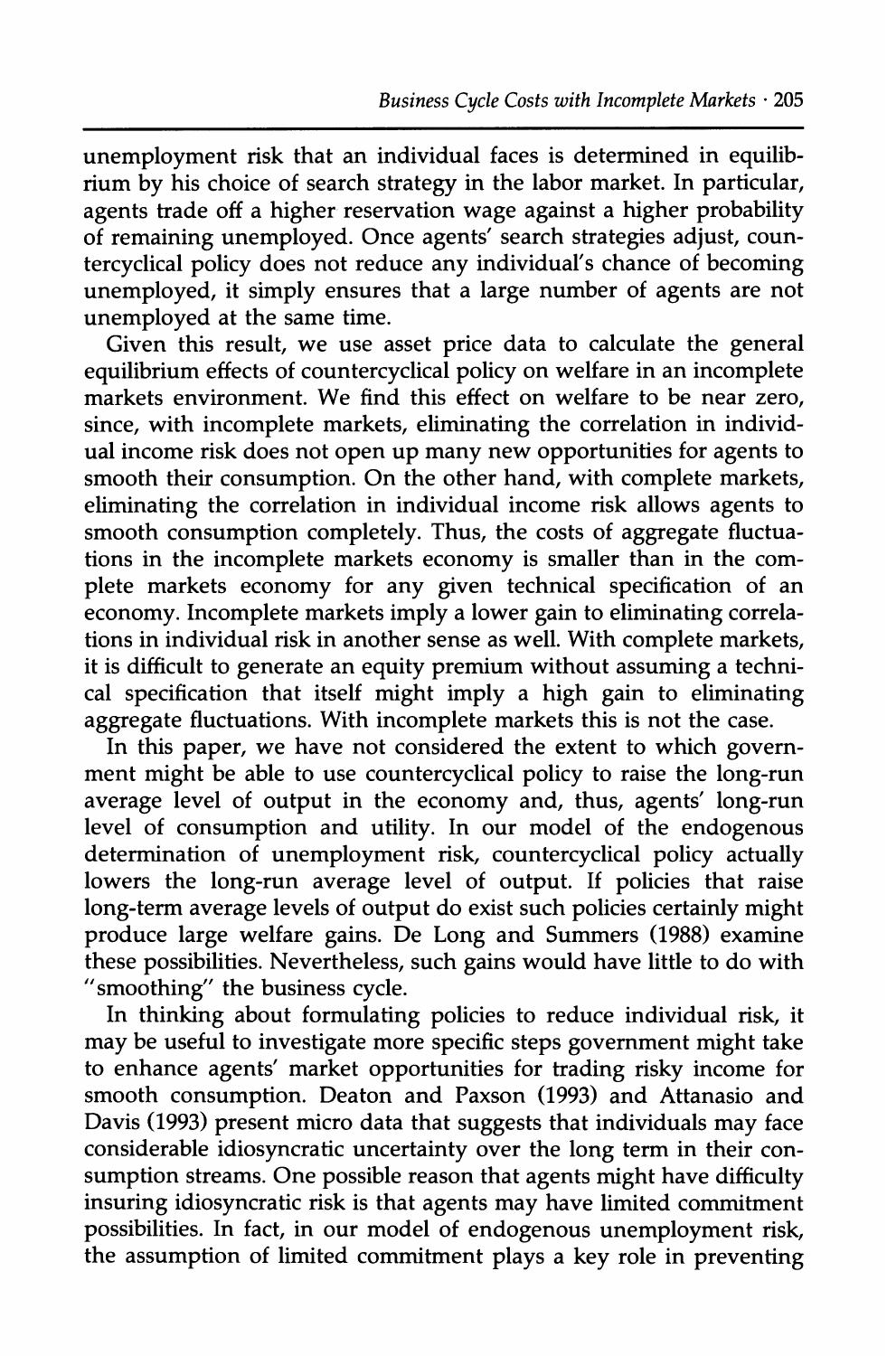unemployment risk that an individual faces is determined in equilibrium by his choice of search strategy in the labor market. In particular, agents trade off a higher reservation wage against a higher probability of remaining unemployed. Once agents' search strategies adjust, countercyclical policy does not reduce any individual's chance of becoming unemployed, it simply ensures that a large number of agents are not unemployed at the same time.

Given this result, we use asset price data to calculate the general equilibrium effects of countercyclical policy on welfare in an incomplete markets environment. We find this effect on welfare to be near zero, since, with incomplete markets, eliminating the correlation in individual income risk does not open up many new opportunities for agents to smooth their consumption. On the other hand, with complete markets, eliminating the correlation in individual income risk allows agents to smooth consumption completely. Thus, the costs of aggregate fluctuations in the incomplete markets economy is smaller than in the complete markets economy for any given technical specification of an economy. Incomplete markets imply a lower gain to eliminating correlations in individual risk in another sense as well. With complete markets, it is difficult to generate an equity premium without assuming a technical specification that itself might imply a high gain to eliminating aggregate fluctuations. With incomplete markets this is not the case.

In this paper, we have not considered the extent to which government might be able to use countercyclical policy to raise the long-run average level of output in the economy and, thus, agents' long-run level of consumption and utility. In our model of the endogenous determination of unemployment risk, countercyclical policy actually lowers the long-run average level of output. If policies that raise long-term average levels of output do exist such policies certainly might produce large welfare gains. De Long and Summers (1988) examine these possibilities. Nevertheless, such gains would have little to do with "smoothing" the business cycle.

In thinking about formulating policies to reduce individual risk, it may be useful to investigate more specific steps government might take to enhance agents' market opportunities for trading risky income for smooth consumption. Deaton and Paxson (1993) and Attanasio and Davis (1993) present micro data that suggests that individuals may face considerable idiosyncratic uncertainty over the long term in their consumption streams. One possible reason that agents might have difficulty insuring idiosyncratic risk is that agents may have limited commitment possibilities. In fact, in our model of endogenous unemployment risk, the assumption of limited commitment plays a key role in preventing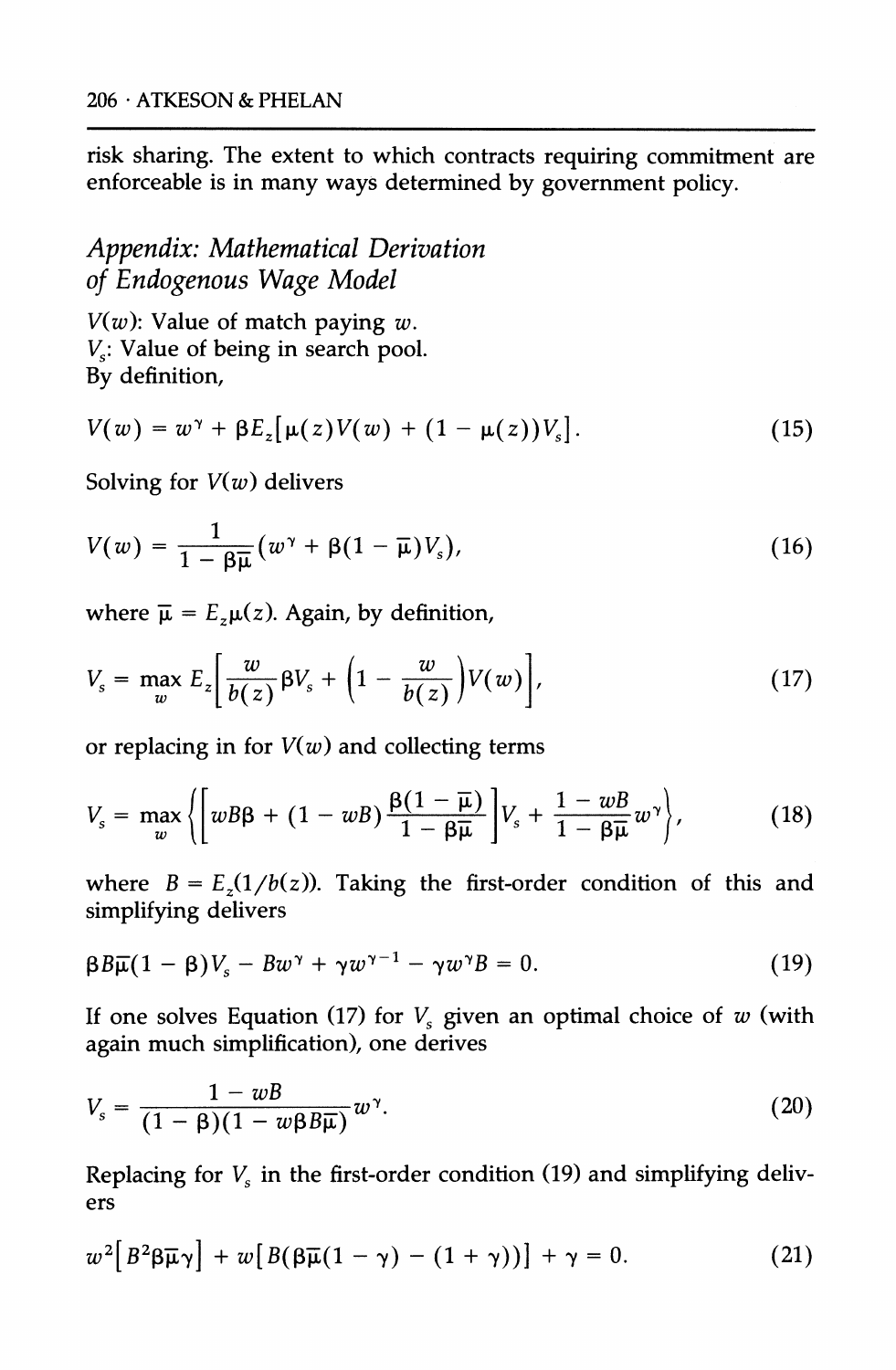risk sharing. The extent to which contracts requiring commitment are enforceable is in many ways determined by government policy.

## *Appendix: Mathematical Derivation of Endogenous Wage Model*

$V(w)$: Value of match paying $w$.
$V_s$: Value of being in search pool.
By definition,

$$V(w) = w^{\gamma} + \beta E_z[\mu(z)V(w) + (1 - \mu(z))V_s]. \tag{15}$$

Solving for $V(w)$ delivers

$$V(w) = \frac{1}{1 - \beta\bar{\mu}}(w^{\gamma} + \beta(1 - \bar{\mu})V_s), \tag{16}$$

where $\bar{\mu} = E_z\mu(z)$. Again, by definition,

$$V_s = \max_w E_z\left[\frac{w}{b(z)}\beta V_s + \left(1 - \frac{w}{b(z)}\right)V(w)\right], \tag{17}$$

or replacing in for $V(w)$ and collecting terms

$$V_s = \max_w \left\{\left[wB\beta + (1 - wB)\frac{\beta(1 - \bar{\mu})}{1 - \beta\bar{\mu}}\right]V_s + \frac{1 - wB}{1 - \beta\bar{\mu}}w^{\gamma}\right\}, \tag{18}$$

where $B = E_z(1/b(z))$. Taking the first-order condition of this and simplifying delivers

$$\beta B\bar{\mu}(1 - \beta)V_s - Bw^{\gamma} + \gamma w^{\gamma-1} - \gamma w^{\gamma}B = 0. \tag{19}$$

If one solves Equation (17) for $V_s$ given an optimal choice of $w$ (with again much simplification), one derives

$$V_s = \frac{1 - wB}{(1 - \beta)(1 - w\beta B\bar{\mu})}w^{\gamma}. \tag{20}$$

Replacing for $V_s$ in the first-order condition (19) and simplifying delivers

$$w^2[B^2\beta\bar{\mu}\gamma] + w[B(\beta\bar{\mu}(1 - \gamma) - (1 + \gamma))] + \gamma = 0. \tag{21}$$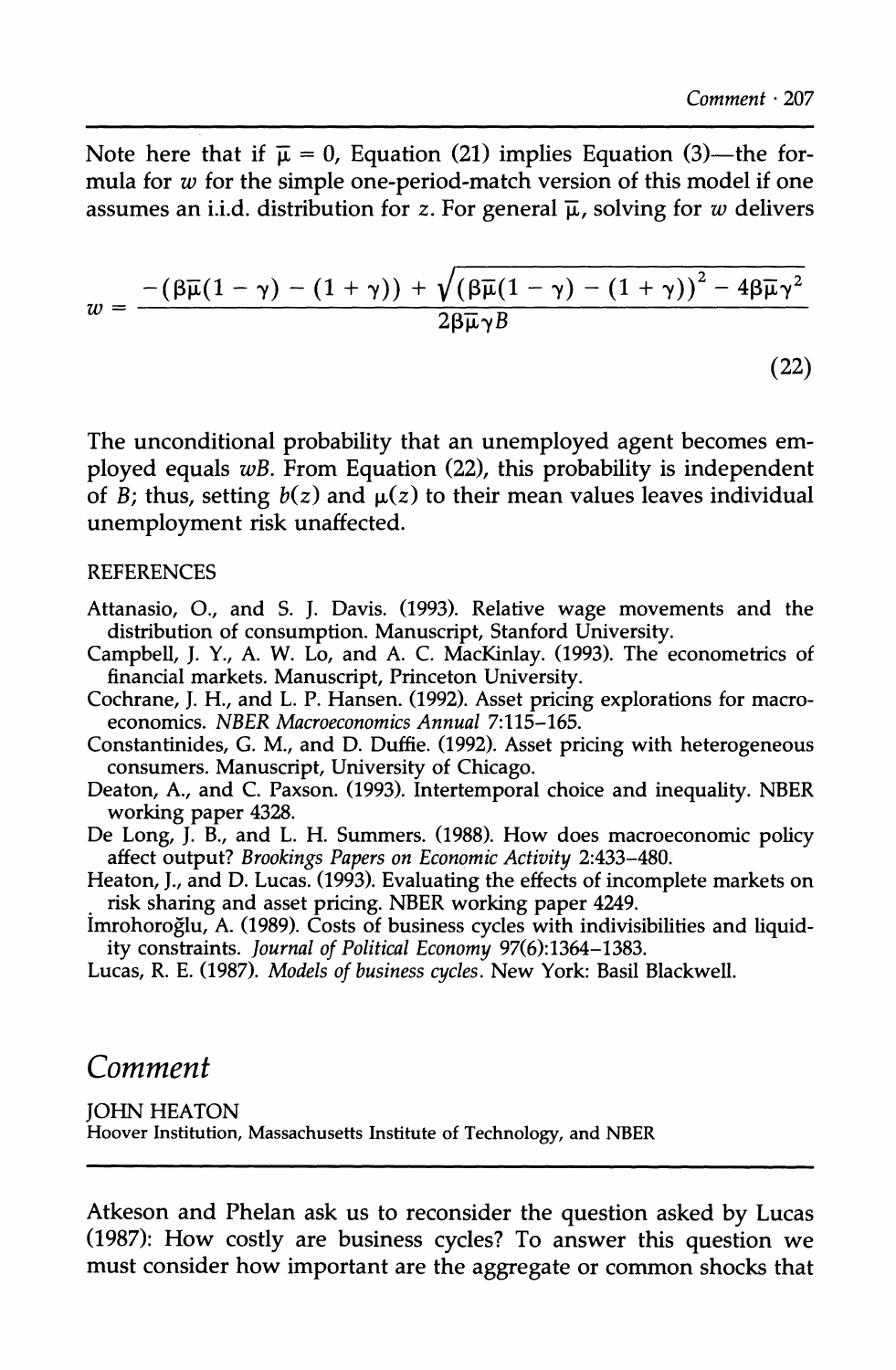Note here that if $\bar{\mu} = 0$, Equation (21) implies Equation (3)—the formula for $w$ for the simple one-period-match version of this model if one assumes an i.i.d. distribution for $z$. For general $\bar{\mu}$, solving for $w$ delivers

$$w = \frac{-(\beta\bar{\mu}(1-\gamma) - (1+\gamma)) + \sqrt{(\beta\bar{\mu}(1-\gamma) - (1+\gamma))^2 - 4\beta\bar{\mu}\gamma^2}}{2\beta\bar{\mu}\gamma B} \tag{22}$$

The unconditional probability that an unemployed agent becomes employed equals $wB$. From Equation (22), this probability is independent of $B$; thus, setting $b(z)$ and $\mu(z)$ to their mean values leaves individual unemployment risk unaffected.

REFERENCES

Attanasio, O., and S. J. Davis. (1993). Relative wage movements and the distribution of consumption. Manuscript, Stanford University.

Campbell, J. Y., A. W. Lo, and A. C. MacKinlay. (1993). The econometrics of financial markets. Manuscript, Princeton University.

Cochrane, J. H., and L. P. Hansen. (1992). Asset pricing explorations for macroeconomics. *NBER Macroeconomics Annual* 7:115–165.

Constantinides, G. M., and D. Duffie. (1992). Asset pricing with heterogeneous consumers. Manuscript, University of Chicago.

Deaton, A., and C. Paxson. (1993). Intertemporal choice and inequality. NBER working paper 4328.

De Long, J. B., and L. H. Summers. (1988). How does macroeconomic policy affect output? *Brookings Papers on Economic Activity* 2:433–480.

Heaton, J., and D. Lucas. (1993). Evaluating the effects of incomplete markets on risk sharing and asset pricing. NBER working paper 4249.

İmrohoroğlu, A. (1989). Costs of business cycles with indivisibilities and liquidity constraints. *Journal of Political Economy* 97(6):1364–1383.

Lucas, R. E. (1987). *Models of business cycles*. New York: Basil Blackwell.

# Comment

JOHN HEATON
Hoover Institution, Massachusetts Institute of Technology, and NBER

Atkeson and Phelan ask us to reconsider the question asked by Lucas (1987): How costly are business cycles? To answer this question we must consider how important are the aggregate or common shocks that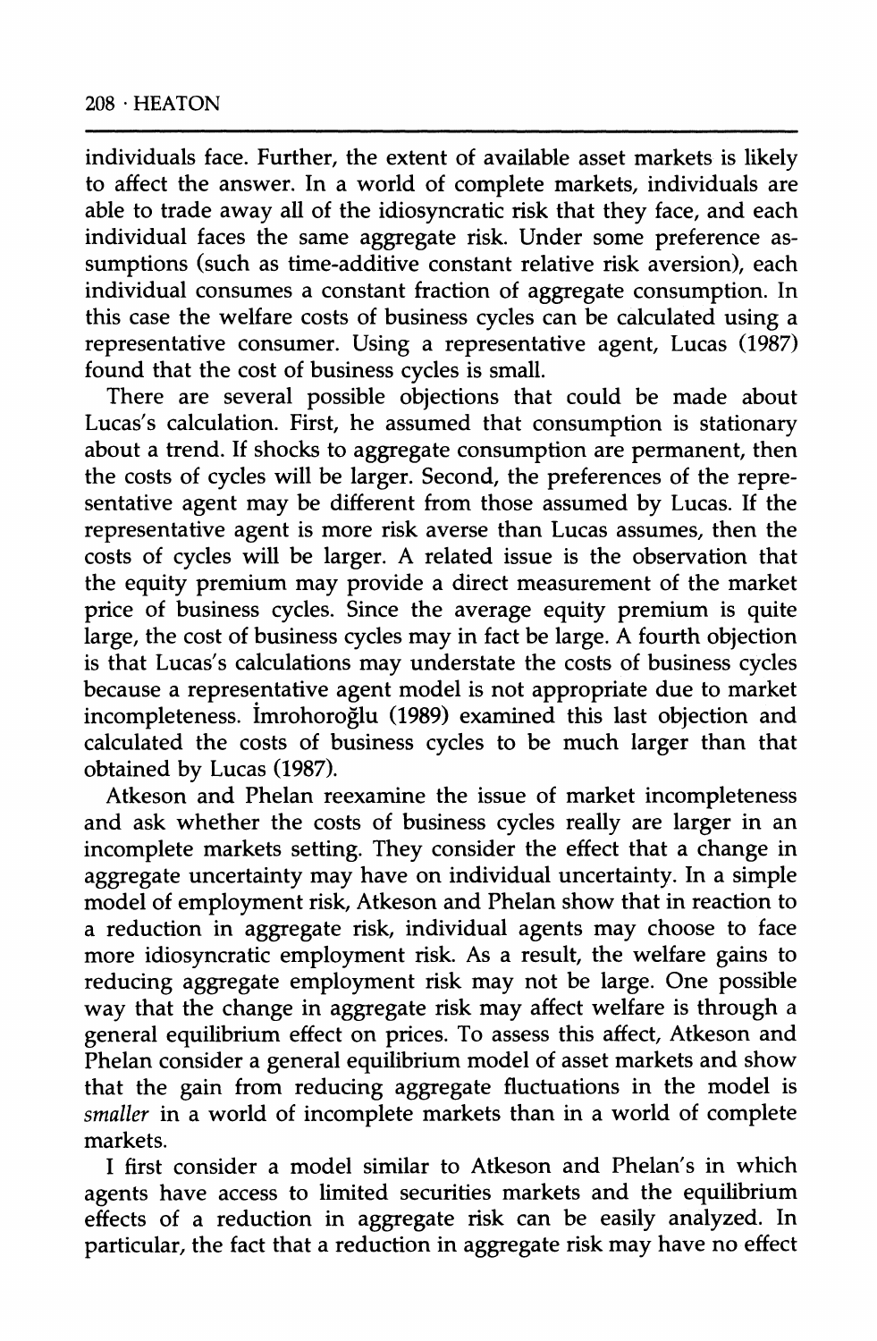individuals face. Further, the extent of available asset markets is likely to affect the answer. In a world of complete markets, individuals are able to trade away all of the idiosyncratic risk that they face, and each individual faces the same aggregate risk. Under some preference assumptions (such as time-additive constant relative risk aversion), each individual consumes a constant fraction of aggregate consumption. In this case the welfare costs of business cycles can be calculated using a representative consumer. Using a representative agent, Lucas (1987) found that the cost of business cycles is small.

There are several possible objections that could be made about Lucas's calculation. First, he assumed that consumption is stationary about a trend. If shocks to aggregate consumption are permanent, then the costs of cycles will be larger. Second, the preferences of the representative agent may be different from those assumed by Lucas. If the representative agent is more risk averse than Lucas assumes, then the costs of cycles will be larger. A related issue is the observation that the equity premium may provide a direct measurement of the market price of business cycles. Since the average equity premium is quite large, the cost of business cycles may in fact be large. A fourth objection is that Lucas's calculations may understate the costs of business cycles because a representative agent model is not appropriate due to market incompleteness. İmrohoroğlu (1989) examined this last objection and calculated the costs of business cycles to be much larger than that obtained by Lucas (1987).

Atkeson and Phelan reexamine the issue of market incompleteness and ask whether the costs of business cycles really are larger in an incomplete markets setting. They consider the effect that a change in aggregate uncertainty may have on individual uncertainty. In a simple model of employment risk, Atkeson and Phelan show that in reaction to a reduction in aggregate risk, individual agents may choose to face more idiosyncratic employment risk. As a result, the welfare gains to reducing aggregate employment risk may not be large. One possible way that the change in aggregate risk may affect welfare is through a general equilibrium effect on prices. To assess this affect, Atkeson and Phelan consider a general equilibrium model of asset markets and show that the gain from reducing aggregate fluctuations in the model is *smaller* in a world of incomplete markets than in a world of complete markets.

I first consider a model similar to Atkeson and Phelan's in which agents have access to limited securities markets and the equilibrium effects of a reduction in aggregate risk can be easily analyzed. In particular, the fact that a reduction in aggregate risk may have no effect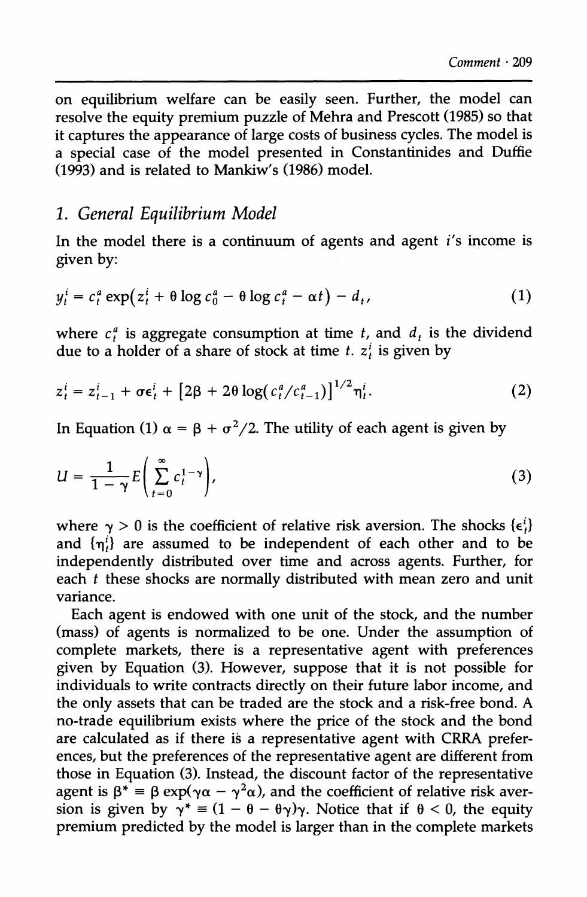on equilibrium welfare can be easily seen. Further, the model can resolve the equity premium puzzle of Mehra and Prescott (1985) so that it captures the appearance of large costs of business cycles. The model is a special case of the model presented in Constantinides and Duffie (1993) and is related to Mankiw's (1986) model.

## 1. General Equilibrium Model

In the model there is a continuum of agents and agent $i$'s income is given by:

$$y_t^i = c_t^a \exp\left(z_t^i + \theta \log c_0^a - \theta \log c_t^a - \alpha t\right) - d_t, \tag{1}$$

where $c_t^a$ is aggregate consumption at time $t$, and $d_t$ is the dividend due to a holder of a share of stock at time $t$. $z_t^i$ is given by

$$z_t^i = z_{t-1}^i + \sigma \epsilon_t^i + \left[2\beta + 2\theta \log(c_t^a / c_{t-1}^a)\right]^{1/2} \eta_t^i. \tag{2}$$

In Equation (1) $\alpha = \beta + \sigma^2/2$. The utility of each agent is given by

$$U = \frac{1}{1-\gamma} E\left(\sum_{t=0}^{\infty} c_t^{1-\gamma}\right), \tag{3}$$

where $\gamma > 0$ is the coefficient of relative risk aversion. The shocks $\{\epsilon_t^i\}$ and $\{\eta_t^i\}$ are assumed to be independent of each other and to be independently distributed over time and across agents. Further, for each $t$ these shocks are normally distributed with mean zero and unit variance.

Each agent is endowed with one unit of the stock, and the number (mass) of agents is normalized to be one. Under the assumption of complete markets, there is a representative agent with preferences given by Equation (3). However, suppose that it is not possible for individuals to write contracts directly on their future labor income, and the only assets that can be traded are the stock and a risk-free bond. A no-trade equilibrium exists where the price of the stock and the bond are calculated as if there is a representative agent with CRRA preferences, but the preferences of the representative agent are different from those in Equation (3). Instead, the discount factor of the representative agent is $\beta^* \equiv \beta \exp(\gamma\alpha - \gamma^2\alpha)$, and the coefficient of relative risk aversion is given by $\gamma^* \equiv (1 - \theta - \theta\gamma)\gamma$. Notice that if $\theta < 0$, the equity premium predicted by the model is larger than in the complete markets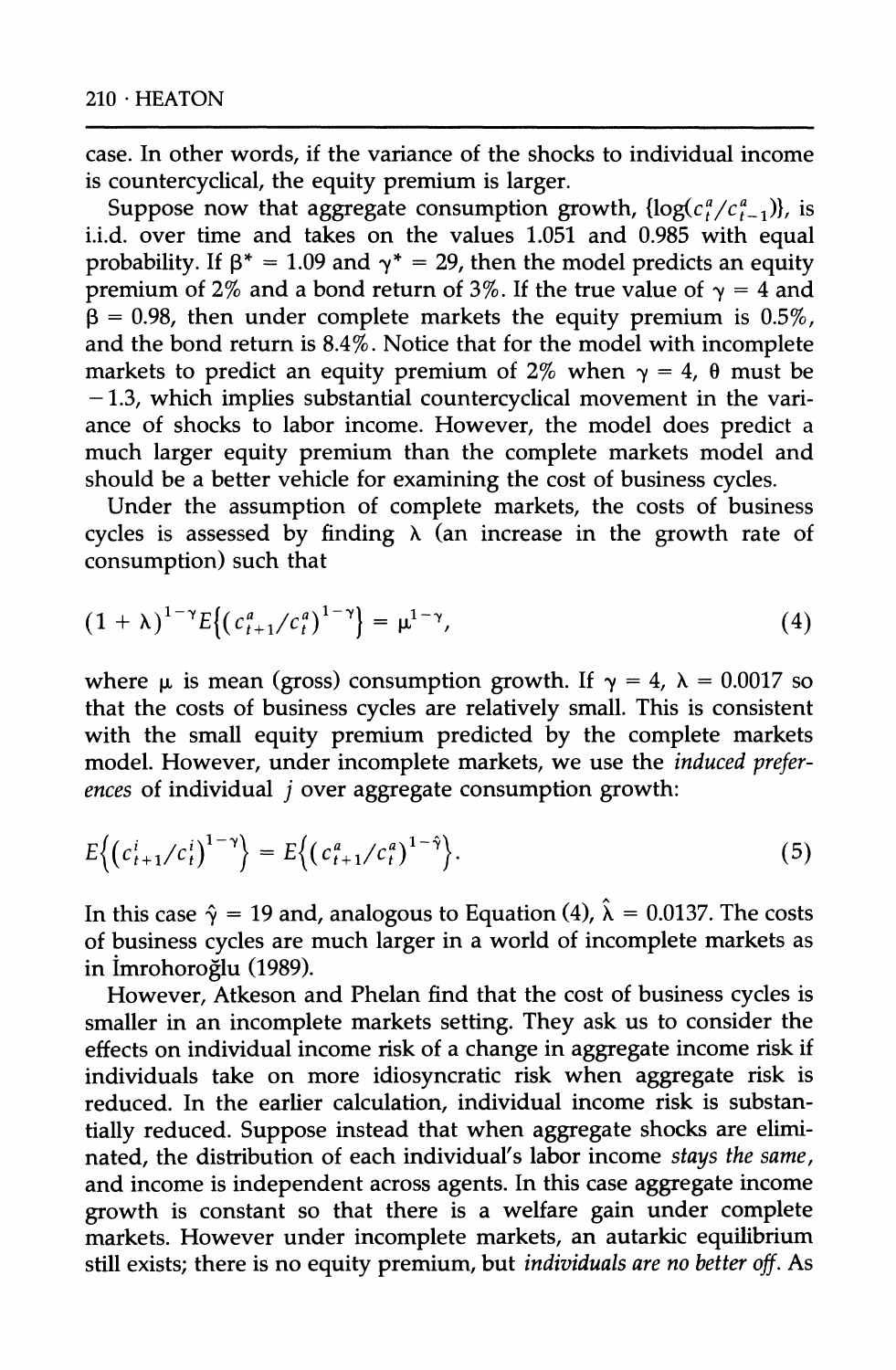case. In other words, if the variance of the shocks to individual income is countercyclical, the equity premium is larger.

Suppose now that aggregate consumption growth, $\{\log(c_t^a/c_{t-1}^a)\}$, is i.i.d. over time and takes on the values 1.051 and 0.985 with equal probability. If $\beta^* = 1.09$ and $\gamma^* = 29$, then the model predicts an equity premium of 2% and a bond return of 3%. If the true value of $\gamma = 4$ and $\beta = 0.98$, then under complete markets the equity premium is 0.5%, and the bond return is 8.4%. Notice that for the model with incomplete markets to predict an equity premium of 2% when $\gamma = 4$, $\theta$ must be $-1.3$, which implies substantial countercyclical movement in the variance of shocks to labor income. However, the model does predict a much larger equity premium than the complete markets model and should be a better vehicle for examining the cost of business cycles.

Under the assumption of complete markets, the costs of business cycles is assessed by finding $\lambda$ (an increase in the growth rate of consumption) such that

$$(1 + \lambda)^{1-\gamma} E\{(c_{t+1}^a/c_t^a)^{1-\gamma}\} = \mu^{1-\gamma}, \tag{4}$$

where $\mu$ is mean (gross) consumption growth. If $\gamma = 4$, $\lambda = 0.0017$ so that the costs of business cycles are relatively small. This is consistent with the small equity premium predicted by the complete markets model. However, under incomplete markets, we use the *induced preferences* of individual $j$ over aggregate consumption growth:

$$E\{(c_{t+1}^i/c_t^i)^{1-\gamma}\} = E\{(c_{t+1}^a/c_t^a)^{1-\hat{\gamma}}\}. \tag{5}$$

In this case $\hat{\gamma} = 19$ and, analogous to Equation (4), $\hat{\lambda} = 0.0137$. The costs of business cycles are much larger in a world of incomplete markets as in İmrohoroğlu (1989).

However, Atkeson and Phelan find that the cost of business cycles is smaller in an incomplete markets setting. They ask us to consider the effects on individual income risk of a change in aggregate income risk if individuals take on more idiosyncratic risk when aggregate risk is reduced. In the earlier calculation, individual income risk is substantially reduced. Suppose instead that when aggregate shocks are eliminated, the distribution of each individual's labor income *stays the same*, and income is independent across agents. In this case aggregate income growth is constant so that there is a welfare gain under complete markets. However under incomplete markets, an autarkic equilibrium still exists; there is no equity premium, but *individuals are no better off*. As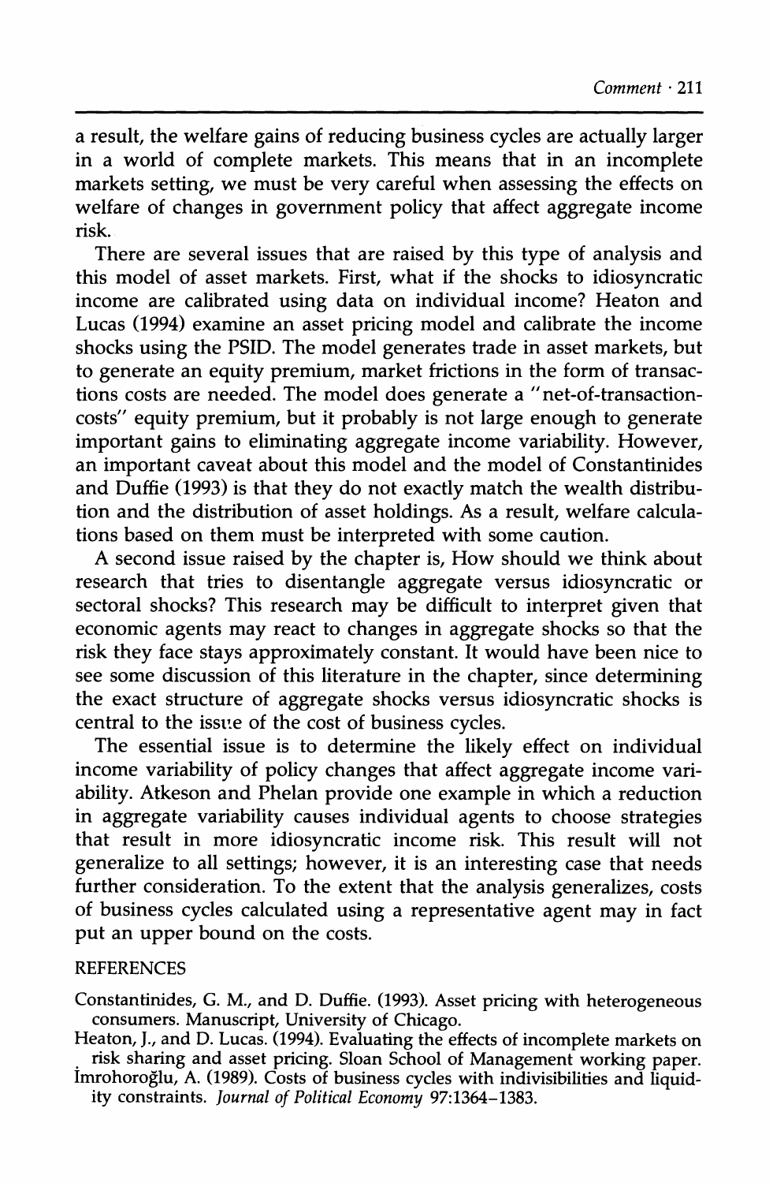a result, the welfare gains of reducing business cycles are actually larger in a world of complete markets. This means that in an incomplete markets setting, we must be very careful when assessing the effects on welfare of changes in government policy that affect aggregate income risk.

There are several issues that are raised by this type of analysis and this model of asset markets. First, what if the shocks to idiosyncratic income are calibrated using data on individual income? Heaton and Lucas (1994) examine an asset pricing model and calibrate the income shocks using the PSID. The model generates trade in asset markets, but to generate an equity premium, market frictions in the form of transactions costs are needed. The model does generate a "net-of-transaction-costs" equity premium, but it probably is not large enough to generate important gains to eliminating aggregate income variability. However, an important caveat about this model and the model of Constantinides and Duffie (1993) is that they do not exactly match the wealth distribution and the distribution of asset holdings. As a result, welfare calculations based on them must be interpreted with some caution.

A second issue raised by the chapter is, How should we think about research that tries to disentangle aggregate versus idiosyncratic or sectoral shocks? This research may be difficult to interpret given that economic agents may react to changes in aggregate shocks so that the risk they face stays approximately constant. It would have been nice to see some discussion of this literature in the chapter, since determining the exact structure of aggregate shocks versus idiosyncratic shocks is central to the issue of the cost of business cycles.

The essential issue is to determine the likely effect on individual income variability of policy changes that affect aggregate income variability. Atkeson and Phelan provide one example in which a reduction in aggregate variability causes individual agents to choose strategies that result in more idiosyncratic income risk. This result will not generalize to all settings; however, it is an interesting case that needs further consideration. To the extent that the analysis generalizes, costs of business cycles calculated using a representative agent may in fact put an upper bound on the costs.

REFERENCES

Constantinides, G. M., and D. Duffie. (1993). Asset pricing with heterogeneous consumers. Manuscript, University of Chicago.

Heaton, J., and D. Lucas. (1994). Evaluating the effects of incomplete markets on risk sharing and asset pricing. Sloan School of Management working paper.

İmrohoroğlu, A. (1989). Costs of business cycles with indivisibilities and liquidity constraints. *Journal of Political Economy* 97:1364–1383.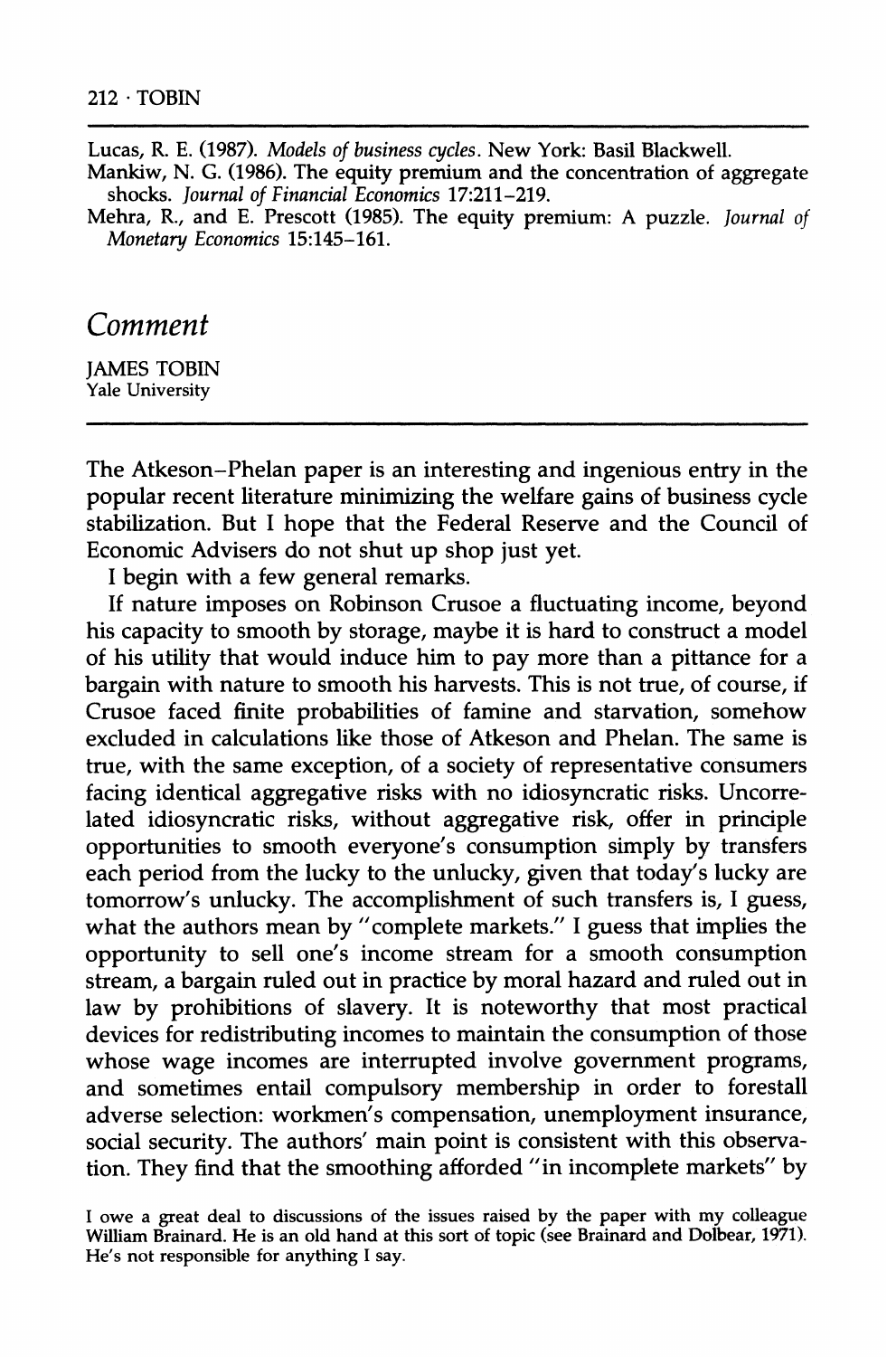Lucas, R. E. (1987). *Models of business cycles*. New York: Basil Blackwell.

Mankiw, N. G. (1986). The equity premium and the concentration of aggregate shocks. *Journal of Financial Economics* 17:211–219.

Mehra, R., and E. Prescott (1985). The equity premium: A puzzle. *Journal of Monetary Economics* 15:145–161.

## *Comment*

JAMES TOBIN
Yale University

The Atkeson–Phelan paper is an interesting and ingenious entry in the popular recent literature minimizing the welfare gains of business cycle stabilization. But I hope that the Federal Reserve and the Council of Economic Advisers do not shut up shop just yet.

I begin with a few general remarks.

If nature imposes on Robinson Crusoe a fluctuating income, beyond his capacity to smooth by storage, maybe it is hard to construct a model of his utility that would induce him to pay more than a pittance for a bargain with nature to smooth his harvests. This is not true, of course, if Crusoe faced finite probabilities of famine and starvation, somehow excluded in calculations like those of Atkeson and Phelan. The same is true, with the same exception, of a society of representative consumers facing identical aggregative risks with no idiosyncratic risks. Uncorrelated idiosyncratic risks, without aggregative risk, offer in principle opportunities to smooth everyone's consumption simply by transfers each period from the lucky to the unlucky, given that today's lucky are tomorrow's unlucky. The accomplishment of such transfers is, I guess, what the authors mean by "complete markets." I guess that implies the opportunity to sell one's income stream for a smooth consumption stream, a bargain ruled out in practice by moral hazard and ruled out in law by prohibitions of slavery. It is noteworthy that most practical devices for redistributing incomes to maintain the consumption of those whose wage incomes are interrupted involve government programs, and sometimes entail compulsory membership in order to forestall adverse selection: workmen's compensation, unemployment insurance, social security. The authors' main point is consistent with this observation. They find that the smoothing afforded "in incomplete markets" by

I owe a great deal to discussions of the issues raised by the paper with my colleague William Brainard. He is an old hand at this sort of topic (see Brainard and Dolbear, 1971). He's not responsible for anything I say.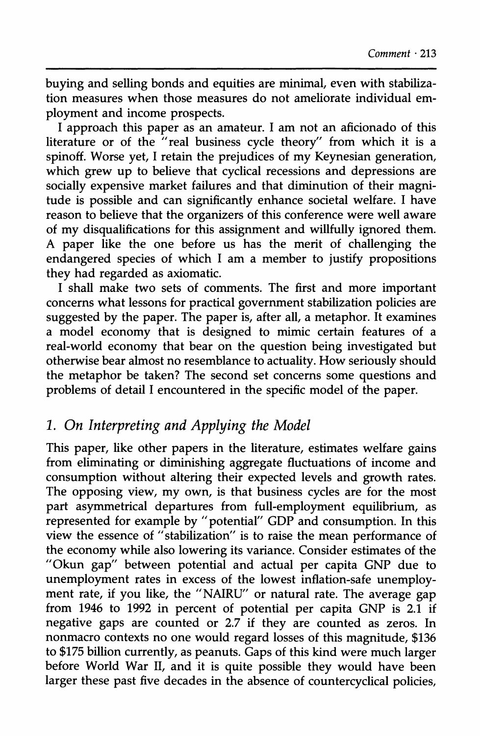buying and selling bonds and equities are minimal, even with stabilization measures when those measures do not ameliorate individual employment and income prospects.

I approach this paper as an amateur. I am not an aficionado of this literature or of the "real business cycle theory" from which it is a spinoff. Worse yet, I retain the prejudices of my Keynesian generation, which grew up to believe that cyclical recessions and depressions are socially expensive market failures and that diminution of their magnitude is possible and can significantly enhance societal welfare. I have reason to believe that the organizers of this conference were well aware of my disqualifications for this assignment and willfully ignored them. A paper like the one before us has the merit of challenging the endangered species of which I am a member to justify propositions they had regarded as axiomatic.

I shall make two sets of comments. The first and more important concerns what lessons for practical government stabilization policies are suggested by the paper. The paper is, after all, a metaphor. It examines a model economy that is designed to mimic certain features of a real-world economy that bear on the question being investigated but otherwise bear almost no resemblance to actuality. How seriously should the metaphor be taken? The second set concerns some questions and problems of detail I encountered in the specific model of the paper.

## 1. On Interpreting and Applying the Model

This paper, like other papers in the literature, estimates welfare gains from eliminating or diminishing aggregate fluctuations of income and consumption without altering their expected levels and growth rates. The opposing view, my own, is that business cycles are for the most part asymmetrical departures from full-employment equilibrium, as represented for example by "potential" GDP and consumption. In this view the essence of "stabilization" is to raise the mean performance of the economy while also lowering its variance. Consider estimates of the "Okun gap" between potential and actual per capita GNP due to unemployment rates in excess of the lowest inflation-safe unemployment rate, if you like, the "NAIRU" or natural rate. The average gap from 1946 to 1992 in percent of potential per capita GNP is 2.1 if negative gaps are counted or 2.7 if they are counted as zeros. In nonmacro contexts no one would regard losses of this magnitude, $136 to $175 billion currently, as peanuts. Gaps of this kind were much larger before World War II, and it is quite possible they would have been larger these past five decades in the absence of countercyclical policies,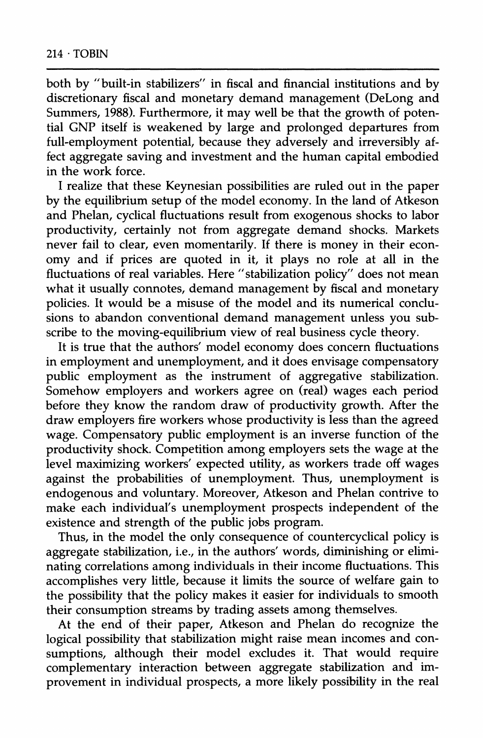both by "built-in stabilizers" in fiscal and financial institutions and by discretionary fiscal and monetary demand management (DeLong and Summers, 1988). Furthermore, it may well be that the growth of potential GNP itself is weakened by large and prolonged departures from full-employment potential, because they adversely and irreversibly affect aggregate saving and investment and the human capital embodied in the work force.

I realize that these Keynesian possibilities are ruled out in the paper by the equilibrium setup of the model economy. In the land of Atkeson and Phelan, cyclical fluctuations result from exogenous shocks to labor productivity, certainly not from aggregate demand shocks. Markets never fail to clear, even momentarily. If there is money in their economy and if prices are quoted in it, it plays no role at all in the fluctuations of real variables. Here "stabilization policy" does not mean what it usually connotes, demand management by fiscal and monetary policies. It would be a misuse of the model and its numerical conclusions to abandon conventional demand management unless you subscribe to the moving-equilibrium view of real business cycle theory.

It is true that the authors' model economy does concern fluctuations in employment and unemployment, and it does envisage compensatory public employment as the instrument of aggregative stabilization. Somehow employers and workers agree on (real) wages each period before they know the random draw of productivity growth. After the draw employers fire workers whose productivity is less than the agreed wage. Compensatory public employment is an inverse function of the productivity shock. Competition among employers sets the wage at the level maximizing workers' expected utility, as workers trade off wages against the probabilities of unemployment. Thus, unemployment is endogenous and voluntary. Moreover, Atkeson and Phelan contrive to make each individual's unemployment prospects independent of the existence and strength of the public jobs program.

Thus, in the model the only consequence of countercyclical policy is aggregate stabilization, i.e., in the authors' words, diminishing or eliminating correlations among individuals in their income fluctuations. This accomplishes very little, because it limits the source of welfare gain to the possibility that the policy makes it easier for individuals to smooth their consumption streams by trading assets among themselves.

At the end of their paper, Atkeson and Phelan do recognize the logical possibility that stabilization might raise mean incomes and consumptions, although their model excludes it. That would require complementary interaction between aggregate stabilization and improvement in individual prospects, a more likely possibility in the real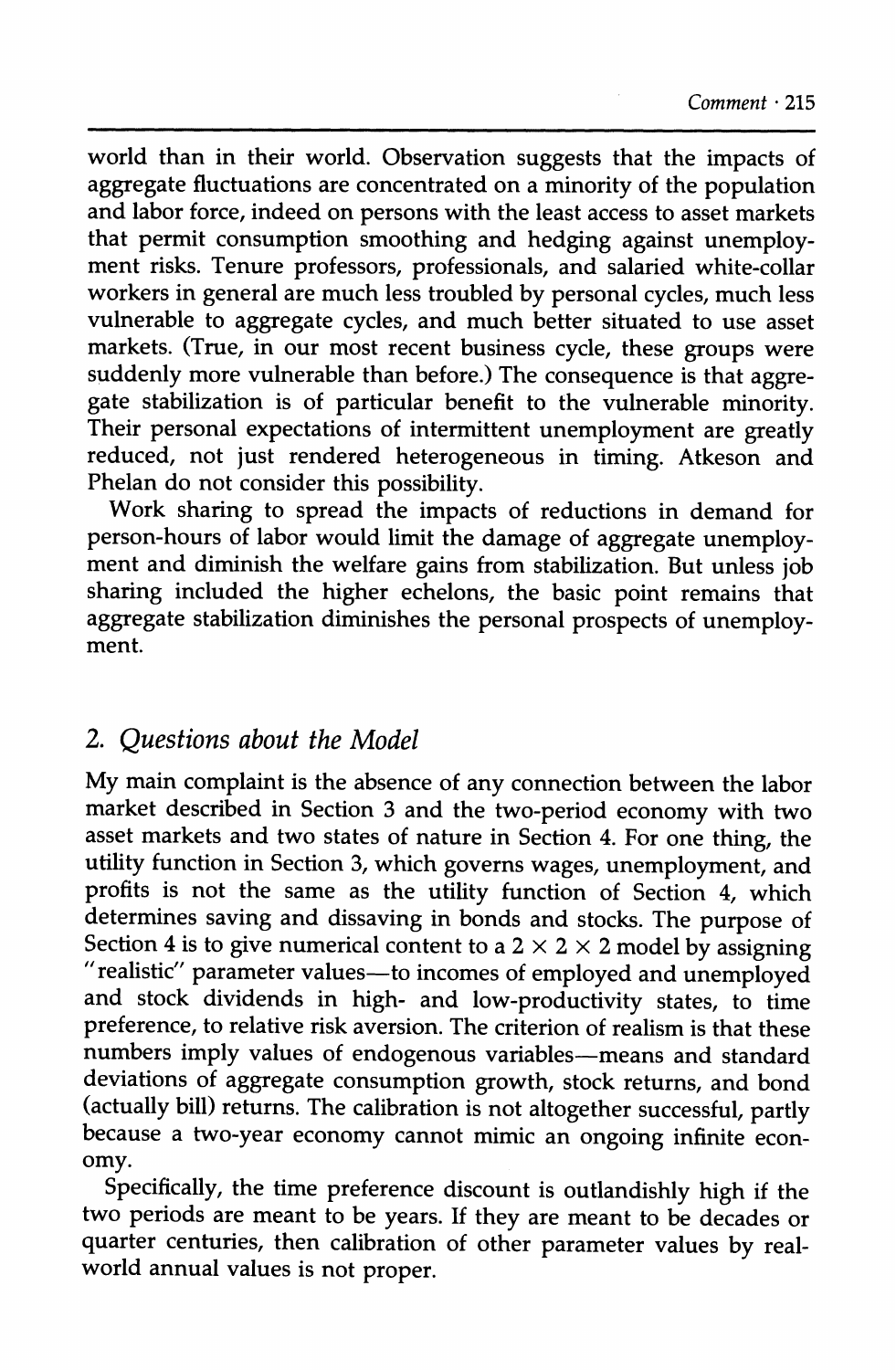world than in their world. Observation suggests that the impacts of aggregate fluctuations are concentrated on a minority of the population and labor force, indeed on persons with the least access to asset markets that permit consumption smoothing and hedging against unemployment risks. Tenure professors, professionals, and salaried white-collar workers in general are much less troubled by personal cycles, much less vulnerable to aggregate cycles, and much better situated to use asset markets. (True, in our most recent business cycle, these groups were suddenly more vulnerable than before.) The consequence is that aggregate stabilization is of particular benefit to the vulnerable minority. Their personal expectations of intermittent unemployment are greatly reduced, not just rendered heterogeneous in timing. Atkeson and Phelan do not consider this possibility.

Work sharing to spread the impacts of reductions in demand for person-hours of labor would limit the damage of aggregate unemployment and diminish the welfare gains from stabilization. But unless job sharing included the higher echelons, the basic point remains that aggregate stabilization diminishes the personal prospects of unemployment.

## 2. *Questions about the Model*

My main complaint is the absence of any connection between the labor market described in Section 3 and the two-period economy with two asset markets and two states of nature in Section 4. For one thing, the utility function in Section 3, which governs wages, unemployment, and profits is not the same as the utility function of Section 4, which determines saving and dissaving in bonds and stocks. The purpose of Section 4 is to give numerical content to a $2 \times 2 \times 2$ model by assigning "realistic" parameter values—to incomes of employed and unemployed and stock dividends in high- and low-productivity states, to time preference, to relative risk aversion. The criterion of realism is that these numbers imply values of endogenous variables—means and standard deviations of aggregate consumption growth, stock returns, and bond (actually bill) returns. The calibration is not altogether successful, partly because a two-year economy cannot mimic an ongoing infinite economy.

Specifically, the time preference discount is outlandishly high if the two periods are meant to be years. If they are meant to be decades or quarter centuries, then calibration of other parameter values by real-world annual values is not proper.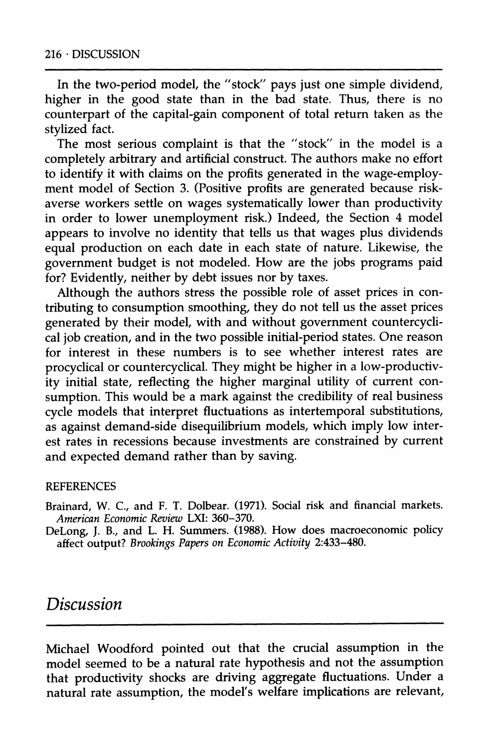In the two-period model, the "stock" pays just one simple dividend, higher in the good state than in the bad state. Thus, there is no counterpart of the capital-gain component of total return taken as the stylized fact.

The most serious complaint is that the "stock" in the model is a completely arbitrary and artificial construct. The authors make no effort to identify it with claims on the profits generated in the wage-employment model of Section 3. (Positive profits are generated because risk-averse workers settle on wages systematically lower than productivity in order to lower unemployment risk.) Indeed, the Section 4 model appears to involve no identity that tells us that wages plus dividends equal production on each date in each state of nature. Likewise, the government budget is not modeled. How are the jobs programs paid for? Evidently, neither by debt issues nor by taxes.

Although the authors stress the possible role of asset prices in contributing to consumption smoothing, they do not tell us the asset prices generated by their model, with and without government countercyclical job creation, and in the two possible initial-period states. One reason for interest in these numbers is to see whether interest rates are procyclical or countercyclical. They might be higher in a low-productivity initial state, reflecting the higher marginal utility of current consumption. This would be a mark against the credibility of real business cycle models that interpret fluctuations as intertemporal substitutions, as against demand-side disequilibrium models, which imply low interest rates in recessions because investments are constrained by current and expected demand rather than by saving.

REFERENCES

Brainard, W. C., and F. T. Dolbear. (1971). Social risk and financial markets. *American Economic Review* LXI: 360–370.

DeLong, J. B., and L. H. Summers. (1988). How does macroeconomic policy affect output? *Brookings Papers on Economic Activity* 2:433–480.

# *Discussion*

Michael Woodford pointed out that the crucial assumption in the model seemed to be a natural rate hypothesis and not the assumption that productivity shocks are driving aggregate fluctuations. Under a natural rate assumption, the model's welfare implications are relevant,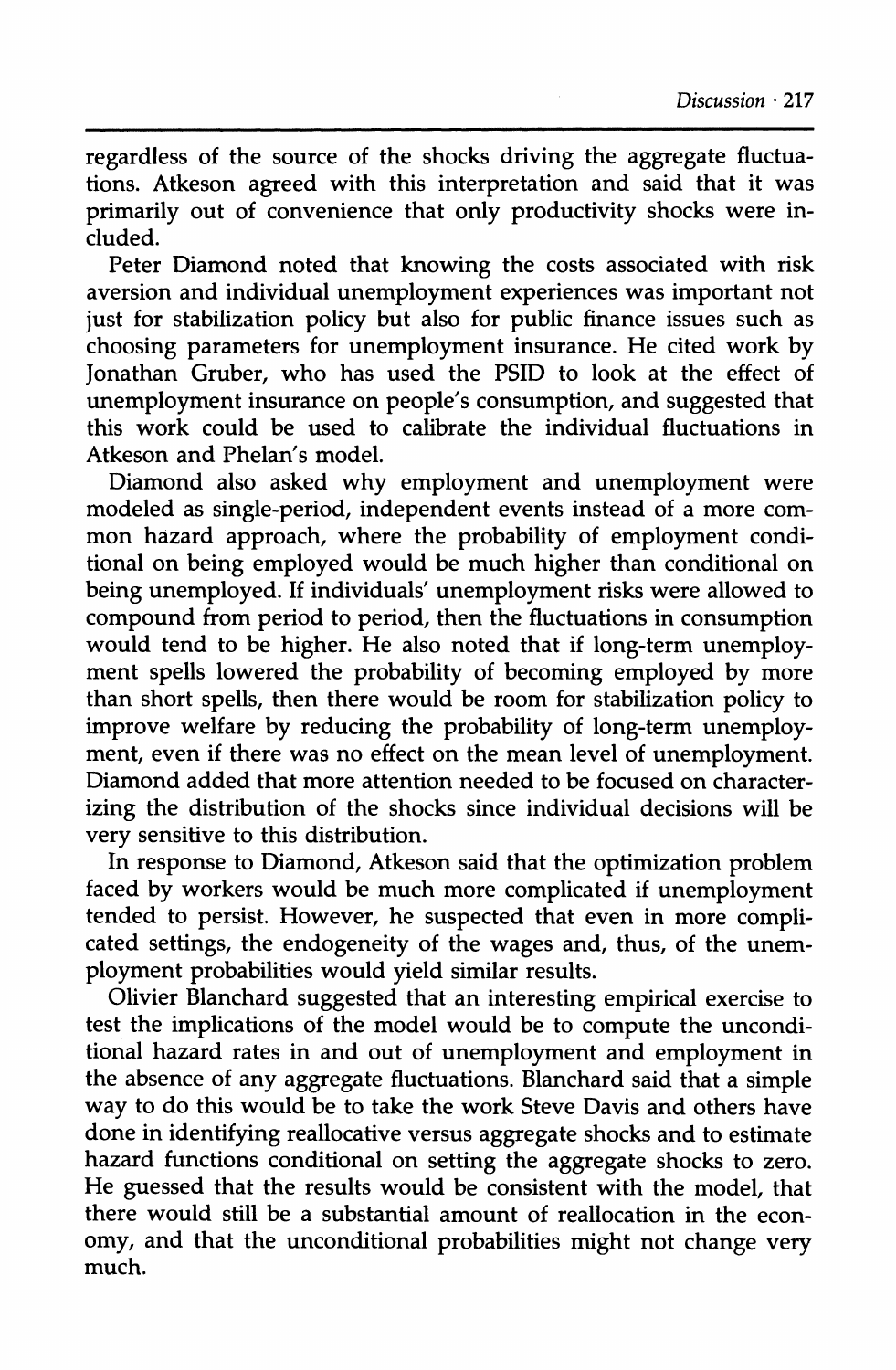regardless of the source of the shocks driving the aggregate fluctuations. Atkeson agreed with this interpretation and said that it was primarily out of convenience that only productivity shocks were included.

Peter Diamond noted that knowing the costs associated with risk aversion and individual unemployment experiences was important not just for stabilization policy but also for public finance issues such as choosing parameters for unemployment insurance. He cited work by Jonathan Gruber, who has used the PSID to look at the effect of unemployment insurance on people's consumption, and suggested that this work could be used to calibrate the individual fluctuations in Atkeson and Phelan's model.

Diamond also asked why employment and unemployment were modeled as single-period, independent events instead of a more common hazard approach, where the probability of employment conditional on being employed would be much higher than conditional on being unemployed. If individuals' unemployment risks were allowed to compound from period to period, then the fluctuations in consumption would tend to be higher. He also noted that if long-term unemployment spells lowered the probability of becoming employed by more than short spells, then there would be room for stabilization policy to improve welfare by reducing the probability of long-term unemployment, even if there was no effect on the mean level of unemployment. Diamond added that more attention needed to be focused on characterizing the distribution of the shocks since individual decisions will be very sensitive to this distribution.

In response to Diamond, Atkeson said that the optimization problem faced by workers would be much more complicated if unemployment tended to persist. However, he suspected that even in more complicated settings, the endogeneity of the wages and, thus, of the unemployment probabilities would yield similar results.

Olivier Blanchard suggested that an interesting empirical exercise to test the implications of the model would be to compute the unconditional hazard rates in and out of unemployment and employment in the absence of any aggregate fluctuations. Blanchard said that a simple way to do this would be to take the work Steve Davis and others have done in identifying reallocative versus aggregate shocks and to estimate hazard functions conditional on setting the aggregate shocks to zero. He guessed that the results would be consistent with the model, that there would still be a substantial amount of reallocation in the economy, and that the unconditional probabilities might not change very much.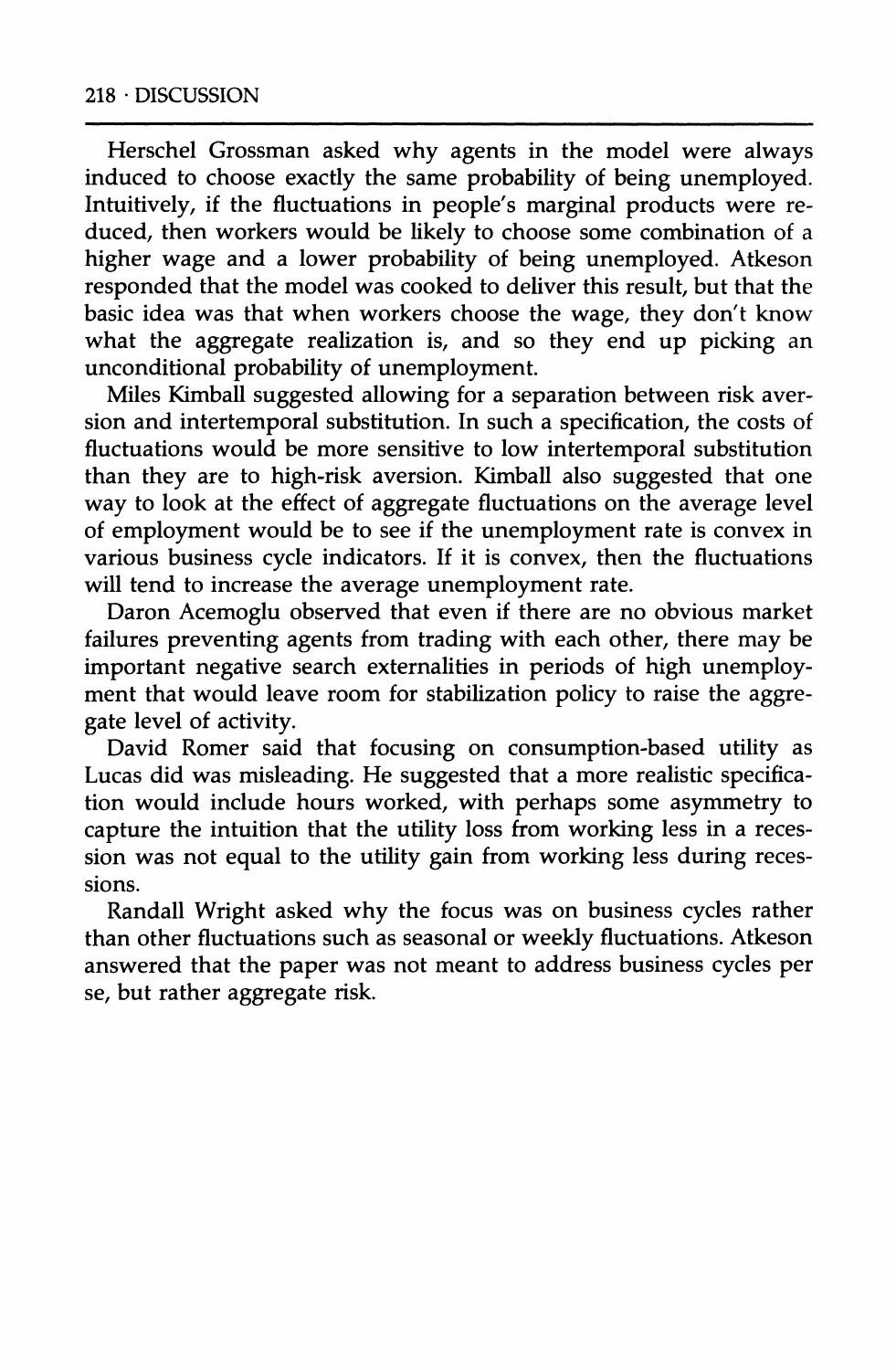Herschel Grossman asked why agents in the model were always induced to choose exactly the same probability of being unemployed. Intuitively, if the fluctuations in people's marginal products were reduced, then workers would be likely to choose some combination of a higher wage and a lower probability of being unemployed. Atkeson responded that the model was cooked to deliver this result, but that the basic idea was that when workers choose the wage, they don't know what the aggregate realization is, and so they end up picking an unconditional probability of unemployment.

Miles Kimball suggested allowing for a separation between risk aversion and intertemporal substitution. In such a specification, the costs of fluctuations would be more sensitive to low intertemporal substitution than they are to high-risk aversion. Kimball also suggested that one way to look at the effect of aggregate fluctuations on the average level of employment would be to see if the unemployment rate is convex in various business cycle indicators. If it is convex, then the fluctuations will tend to increase the average unemployment rate.

Daron Acemoglu observed that even if there are no obvious market failures preventing agents from trading with each other, there may be important negative search externalities in periods of high unemployment that would leave room for stabilization policy to raise the aggregate level of activity.

David Romer said that focusing on consumption-based utility as Lucas did was misleading. He suggested that a more realistic specification would include hours worked, with perhaps some asymmetry to capture the intuition that the utility loss from working less in a recession was not equal to the utility gain from working less during recessions.

Randall Wright asked why the focus was on business cycles rather than other fluctuations such as seasonal or weekly fluctuations. Atkeson answered that the paper was not meant to address business cycles per se, but rather aggregate risk.